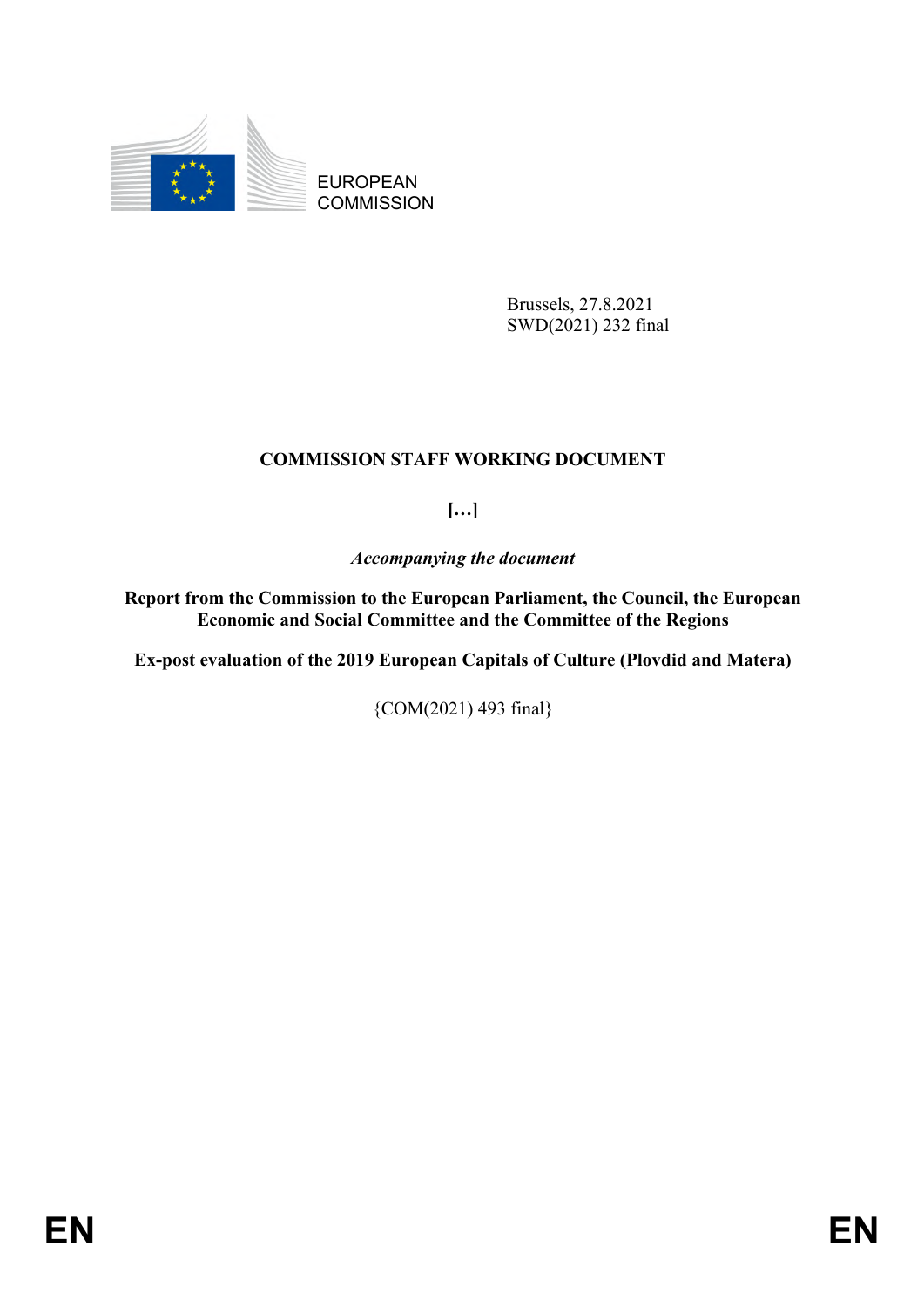EUROPEAN COMMISSION

Brussels, 27.8.2021
SWD(2021) 232 final

**COMMISSION STAFF WORKING DOCUMENT**

**[…]**

*Accompanying the document*

**Report from the Commission to the European Parliament, the Council, the European Economic and Social Committee and the Committee of the Regions**

**Ex-post evaluation of the 2019 European Capitals of Culture (Plovdid and Matera)**

{COM(2021) 493 final}

EN EN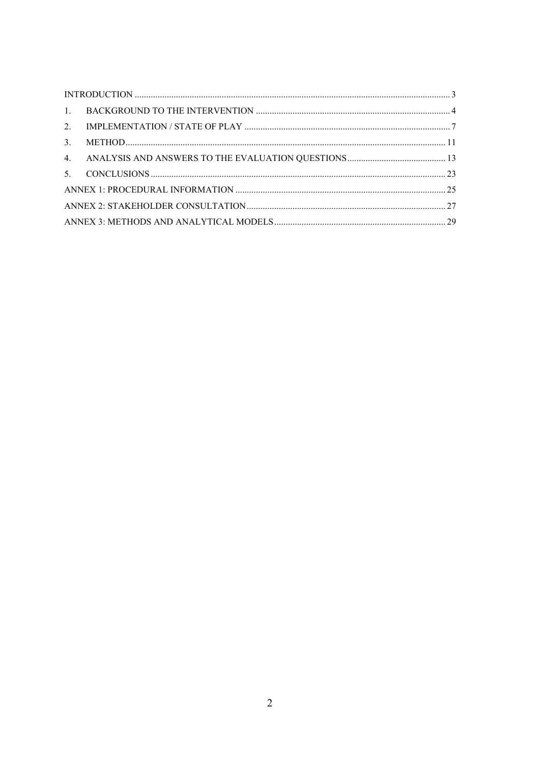INTRODUCTION ........................................................................................................................................ 3

1. BACKGROUND TO THE INTERVENTION .................................................................................... 4
2. IMPLEMENTATION / STATE OF PLAY ......................................................................................... 7
3. METHOD.......................................................................................................................................... 11
4. ANALYSIS AND ANSWERS TO THE EVALUATION QUESTIONS........................................... 13
5. CONCLUSIONS ................................................................................................................................ 23

ANNEX 1: PROCEDURAL INFORMATION ........................................................................................... 25

ANNEX 2: STAKEHOLDER CONSULTATION...................................................................................... 27

ANNEX 3: METHODS AND ANALYTICAL MODELS.......................................................................... 29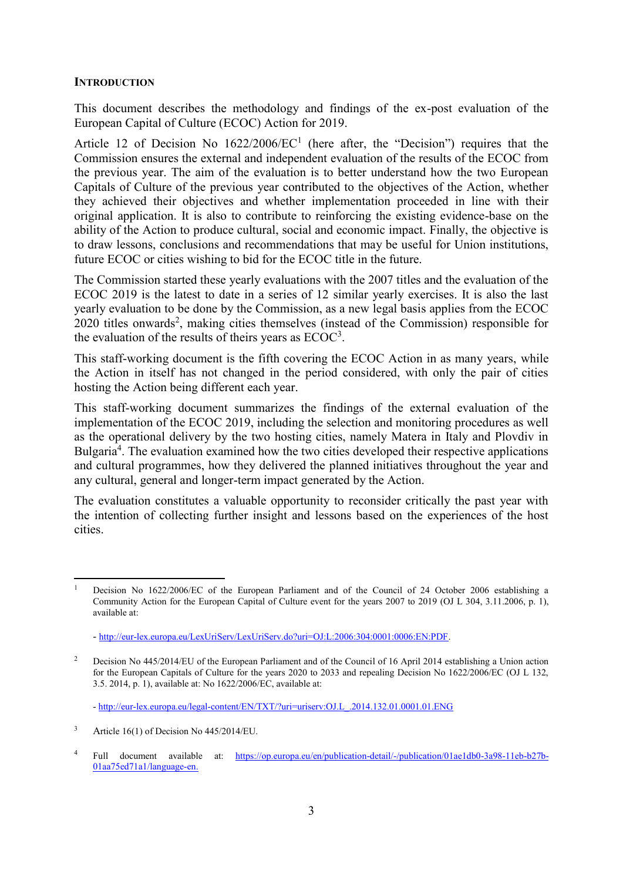## INTRODUCTION

This document describes the methodology and findings of the ex-post evaluation of the European Capital of Culture (ECOC) Action for 2019.

Article 12 of Decision No 1622/2006/EC[1] (here after, the "Decision") requires that the Commission ensures the external and independent evaluation of the results of the ECOC from the previous year. The aim of the evaluation is to better understand how the two European Capitals of Culture of the previous year contributed to the objectives of the Action, whether they achieved their objectives and whether implementation proceeded in line with their original application. It is also to contribute to reinforcing the existing evidence-base on the ability of the Action to produce cultural, social and economic impact. Finally, the objective is to draw lessons, conclusions and recommendations that may be useful for Union institutions, future ECOC or cities wishing to bid for the ECOC title in the future.

The Commission started these yearly evaluations with the 2007 titles and the evaluation of the ECOC 2019 is the latest to date in a series of 12 similar yearly exercises. It is also the last yearly evaluation to be done by the Commission, as a new legal basis applies from the ECOC 2020 titles onwards[2], making cities themselves (instead of the Commission) responsible for the evaluation of the results of theirs years as ECOC[3].

This staff-working document is the fifth covering the ECOC Action in as many years, while the Action in itself has not changed in the period considered, with only the pair of cities hosting the Action being different each year.

This staff-working document summarizes the findings of the external evaluation of the implementation of the ECOC 2019, including the selection and monitoring procedures as well as the operational delivery by the two hosting cities, namely Matera in Italy and Plovdiv in Bulgaria[4]. The evaluation examined how the two cities developed their respective applications and cultural programmes, how they delivered the planned initiatives throughout the year and any cultural, general and longer-term impact generated by the Action.

The evaluation constitutes a valuable opportunity to reconsider critically the past year with the intention of collecting further insight and lessons based on the experiences of the host cities.

---

[1] Decision No 1622/2006/EC of the European Parliament and of the Council of 24 October 2006 establishing a Community Action for the European Capital of Culture event for the years 2007 to 2019 (OJ L 304, 3.11.2006, p. 1), available at:

- http://eur-lex.europa.eu/LexUriServ/LexUriServ.do?uri=OJ:L:2006:304:0001:0006:EN:PDF.

[2] Decision No 445/2014/EU of the European Parliament and of the Council of 16 April 2014 establishing a Union action for the European Capitals of Culture for the years 2020 to 2033 and repealing Decision No 1622/2006/EC (OJ L 132, 3.5. 2014, p. 1), available at: No 1622/2006/EC, available at:

- http://eur-lex.europa.eu/legal-content/EN/TXT/?uri=uriserv:OJ.L_.2014.132.01.0001.01.ENG

[3] Article 16(1) of Decision No 445/2014/EU.

[4] Full document available at: https://op.europa.eu/en/publication-detail/-/publication/01ae1db0-3a98-11eb-b27b-01aa75ed71a1/language-en.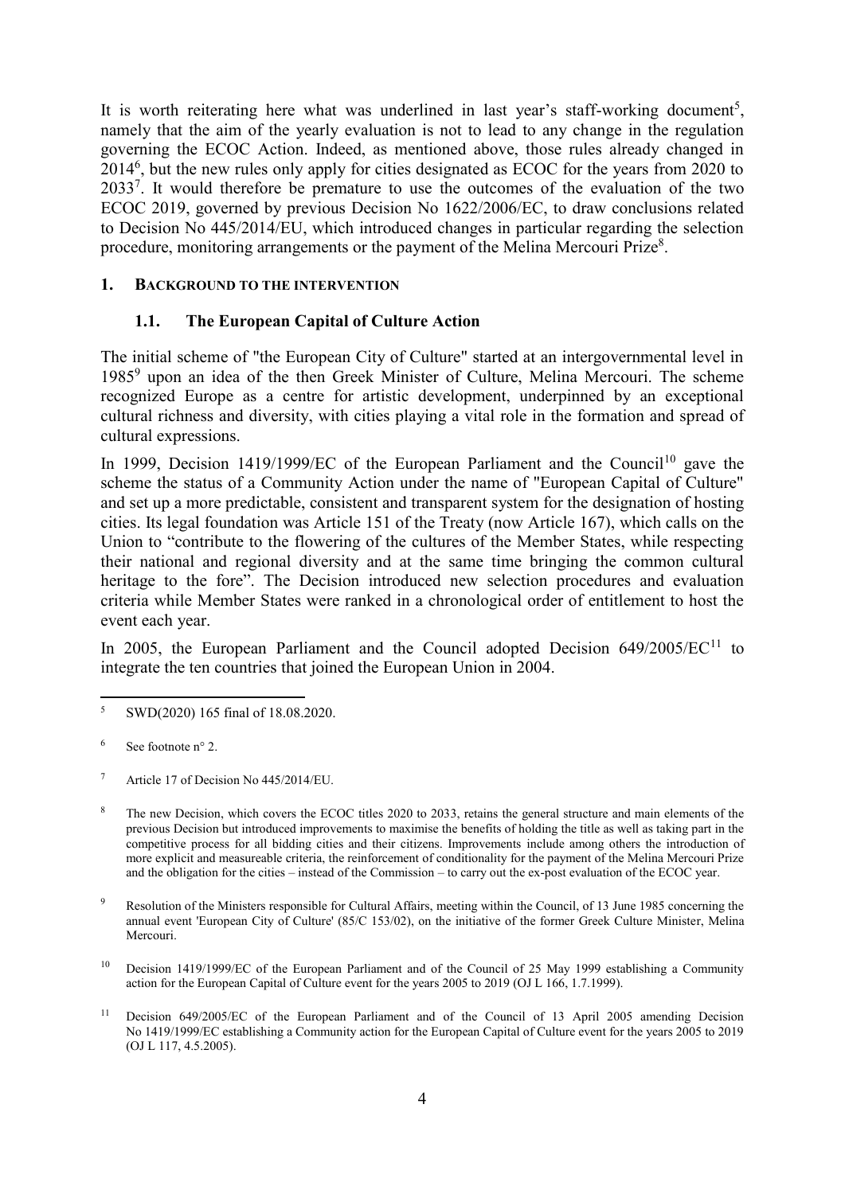It is worth reiterating here what was underlined in last year's staff-working document[5], namely that the aim of the yearly evaluation is not to lead to any change in the regulation governing the ECOC Action. Indeed, as mentioned above, those rules already changed in 2014[6], but the new rules only apply for cities designated as ECOC for the years from 2020 to 2033[7]. It would therefore be premature to use the outcomes of the evaluation of the two ECOC 2019, governed by previous Decision No 1622/2006/EC, to draw conclusions related to Decision No 445/2014/EU, which introduced changes in particular regarding the selection procedure, monitoring arrangements or the payment of the Melina Mercouri Prize[8].

## 1. Background to the intervention

### 1.1. The European Capital of Culture Action

The initial scheme of "the European City of Culture" started at an intergovernmental level in 1985[9] upon an idea of the then Greek Minister of Culture, Melina Mercouri. The scheme recognized Europe as a centre for artistic development, underpinned by an exceptional cultural richness and diversity, with cities playing a vital role in the formation and spread of cultural expressions.

In 1999, Decision 1419/1999/EC of the European Parliament and the Council[10] gave the scheme the status of a Community Action under the name of "European Capital of Culture" and set up a more predictable, consistent and transparent system for the designation of hosting cities. Its legal foundation was Article 151 of the Treaty (now Article 167), which calls on the Union to "contribute to the flowering of the cultures of the Member States, while respecting their national and regional diversity and at the same time bringing the common cultural heritage to the fore". The Decision introduced new selection procedures and evaluation criteria while Member States were ranked in a chronological order of entitlement to host the event each year.

In 2005, the European Parliament and the Council adopted Decision 649/2005/EC[11] to integrate the ten countries that joined the European Union in 2004.

---

[5] SWD(2020) 165 final of 18.08.2020.

[6] See footnote n° 2.

[7] Article 17 of Decision No 445/2014/EU.

[8] The new Decision, which covers the ECOC titles 2020 to 2033, retains the general structure and main elements of the previous Decision but introduced improvements to maximise the benefits of holding the title as well as taking part in the competitive process for all bidding cities and their citizens. Improvements include among others the introduction of more explicit and measureable criteria, the reinforcement of conditionality for the payment of the Melina Mercouri Prize and the obligation for the cities – instead of the Commission – to carry out the ex-post evaluation of the ECOC year.

[9] Resolution of the Ministers responsible for Cultural Affairs, meeting within the Council, of 13 June 1985 concerning the annual event 'European City of Culture' (85/C 153/02), on the initiative of the former Greek Culture Minister, Melina Mercouri.

[10] Decision 1419/1999/EC of the European Parliament and of the Council of 25 May 1999 establishing a Community action for the European Capital of Culture event for the years 2005 to 2019 (OJ L 166, 1.7.1999).

[11] Decision 649/2005/EC of the European Parliament and of the Council of 13 April 2005 amending Decision No 1419/1999/EC establishing a Community action for the European Capital of Culture event for the years 2005 to 2019 (OJ L 117, 4.5.2005).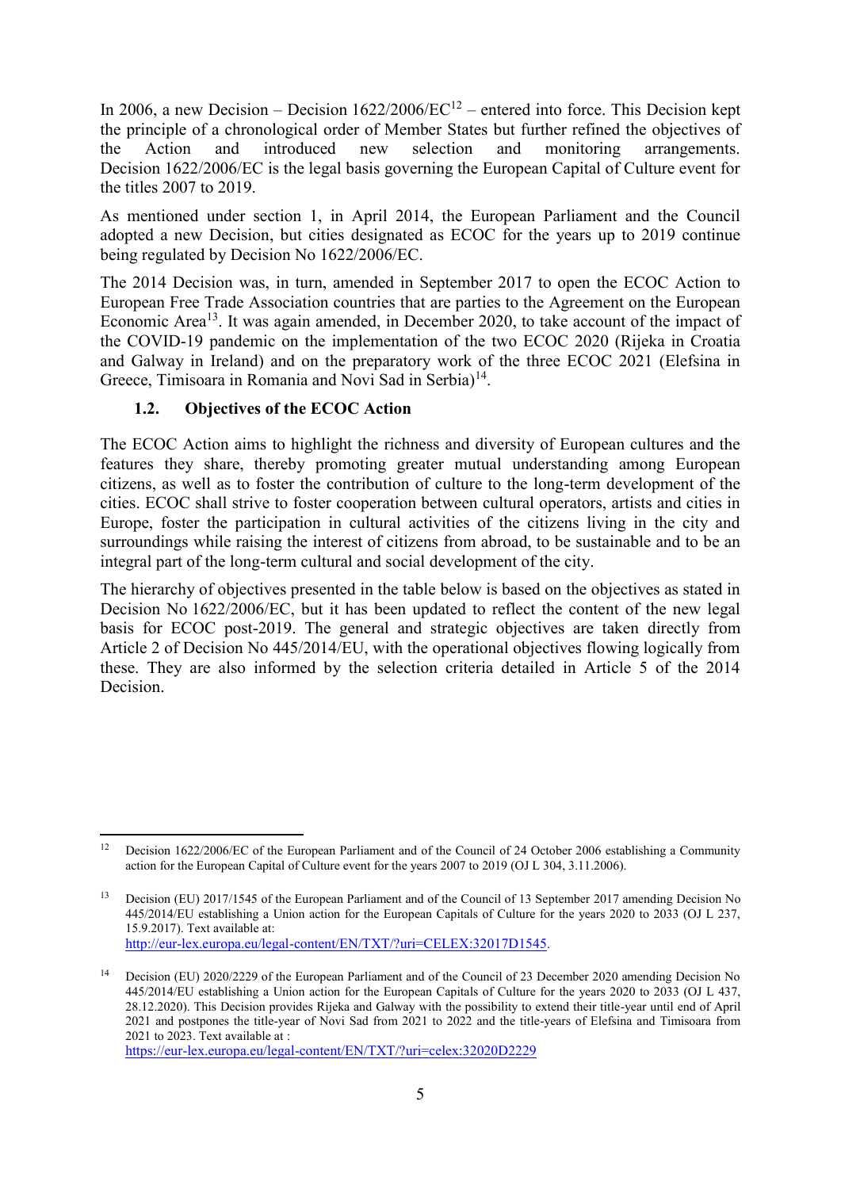In 2006, a new Decision – Decision 1622/2006/EC[12] – entered into force. This Decision kept the principle of a chronological order of Member States but further refined the objectives of the Action and introduced new selection and monitoring arrangements. Decision 1622/2006/EC is the legal basis governing the European Capital of Culture event for the titles 2007 to 2019.

As mentioned under section 1, in April 2014, the European Parliament and the Council adopted a new Decision, but cities designated as ECOC for the years up to 2019 continue being regulated by Decision No 1622/2006/EC.

The 2014 Decision was, in turn, amended in September 2017 to open the ECOC Action to European Free Trade Association countries that are parties to the Agreement on the European Economic Area[13]. It was again amended, in December 2020, to take account of the impact of the COVID-19 pandemic on the implementation of the two ECOC 2020 (Rijeka in Croatia and Galway in Ireland) and on the preparatory work of the three ECOC 2021 (Elefsina in Greece, Timisoara in Romania and Novi Sad in Serbia)[14].

### 1.2. Objectives of the ECOC Action

The ECOC Action aims to highlight the richness and diversity of European cultures and the features they share, thereby promoting greater mutual understanding among European citizens, as well as to foster the contribution of culture to the long-term development of the cities. ECOC shall strive to foster cooperation between cultural operators, artists and cities in Europe, foster the participation in cultural activities of the citizens living in the city and surroundings while raising the interest of citizens from abroad, to be sustainable and to be an integral part of the long-term cultural and social development of the city.

The hierarchy of objectives presented in the table below is based on the objectives as stated in Decision No 1622/2006/EC, but it has been updated to reflect the content of the new legal basis for ECOC post-2019. The general and strategic objectives are taken directly from Article 2 of Decision No 445/2014/EU, with the operational objectives flowing logically from these. They are also informed by the selection criteria detailed in Article 5 of the 2014 Decision.

---

[12] Decision 1622/2006/EC of the European Parliament and of the Council of 24 October 2006 establishing a Community action for the European Capital of Culture event for the years 2007 to 2019 (OJ L 304, 3.11.2006).

[13] Decision (EU) 2017/1545 of the European Parliament and of the Council of 13 September 2017 amending Decision No 445/2014/EU establishing a Union action for the European Capitals of Culture for the years 2020 to 2033 (OJ L 237, 15.9.2017). Text available at: http://eur-lex.europa.eu/legal-content/EN/TXT/?uri=CELEX:32017D1545.

[14] Decision (EU) 2020/2229 of the European Parliament and of the Council of 23 December 2020 amending Decision No 445/2014/EU establishing a Union action for the European Capitals of Culture for the years 2020 to 2033 (OJ L 437, 28.12.2020). This Decision provides Rijeka and Galway with the possibility to extend their title-year until end of April 2021 and postpones the title-year of Novi Sad from 2021 to 2022 and the title-years of Elefsina and Timisoara from 2021 to 2023. Text available at : https://eur-lex.europa.eu/legal-content/EN/TXT/?uri=celex:32020D2229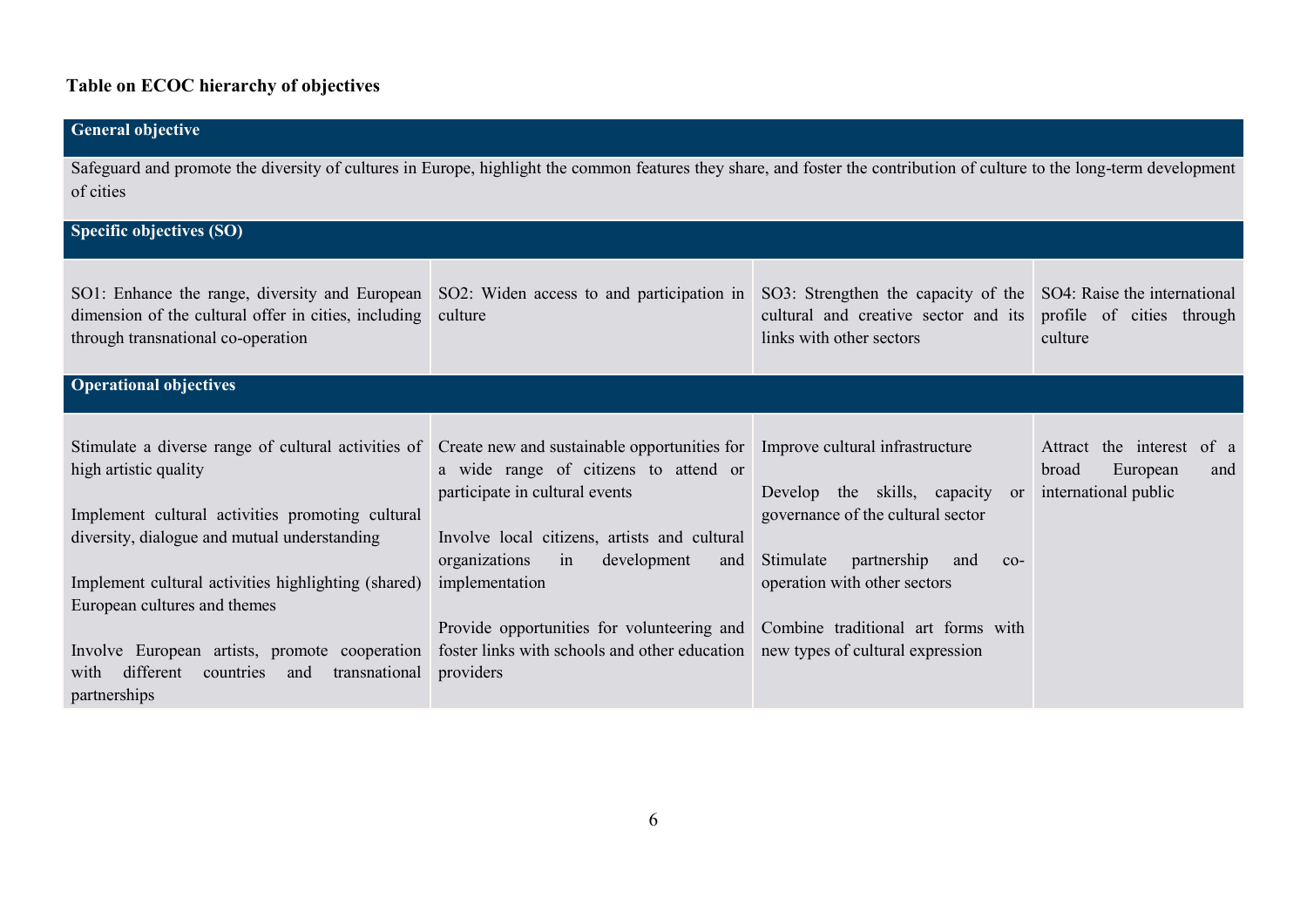**Table on ECOC hierarchy of objectives**

| **General objective** | | | |
|---|---|---|---|
| Safeguard and promote the diversity of cultures in Europe, highlight the common features they share, and foster the contribution of culture to the long-term development of cities | | | |
| **Specific objectives (SO)** | | | |
| SO1: Enhance the range, diversity and European dimension of the cultural offer in cities, including through transnational co-operation | SO2: Widen access to and participation in culture | SO3: Strengthen the capacity of the cultural and creative sector and its links with other sectors | SO4: Raise the international profile of cities through culture |
| **Operational objectives** | | | |
| Stimulate a diverse range of cultural activities of high artistic quality<br><br>Implement cultural activities promoting cultural diversity, dialogue and mutual understanding<br><br>Implement cultural activities highlighting (shared) European cultures and themes<br><br>Involve European artists, promote cooperation with different countries and transnational partnerships | Create new and sustainable opportunities for a wide range of citizens to attend or participate in cultural events<br><br>Involve local citizens, artists and cultural organizations in development and implementation<br><br>Provide opportunities for volunteering and foster links with schools and other education providers | Improve cultural infrastructure<br><br>Develop the skills, capacity or governance of the cultural sector<br><br>Stimulate partnership and co-operation with other sectors<br><br>Combine traditional art forms with new types of cultural expression | Attract the interest of a broad European and international public |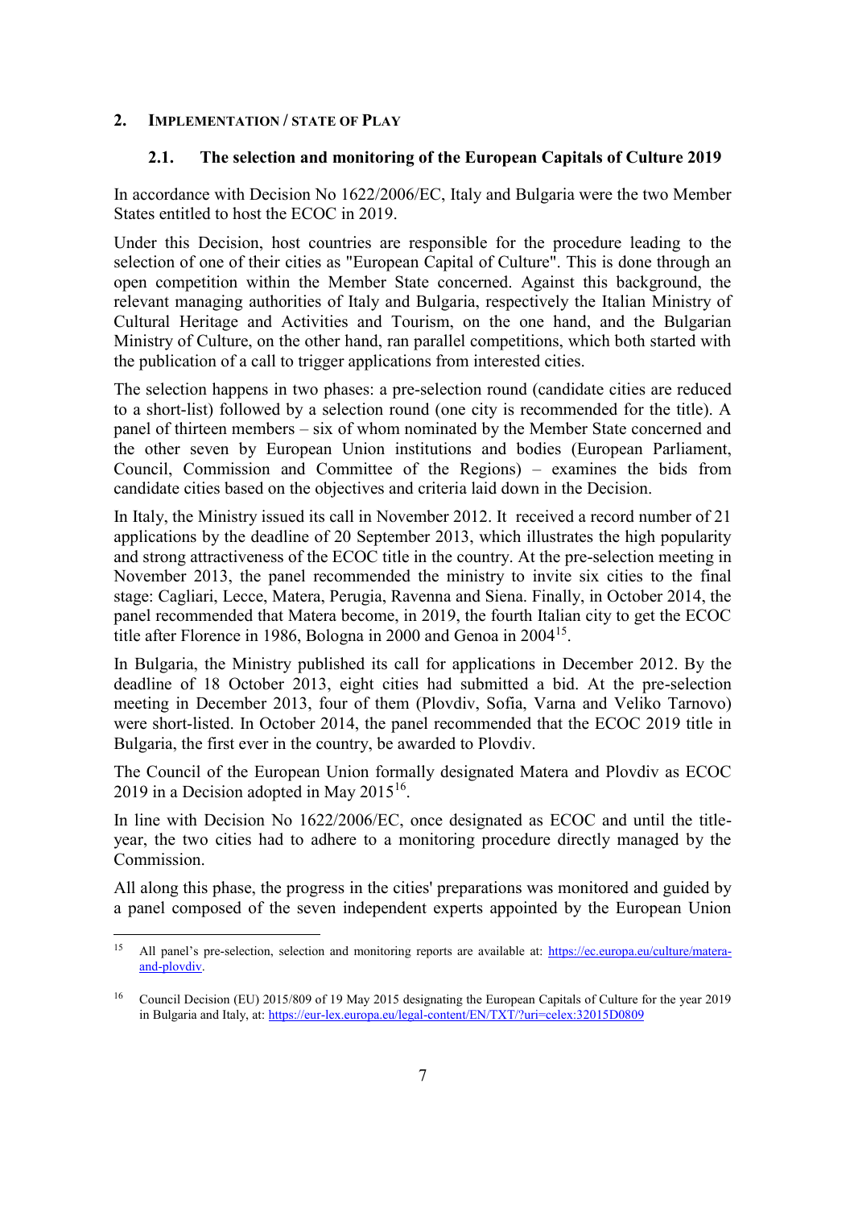## 2. IMPLEMENTATION / STATE OF PLAY

### 2.1. The selection and monitoring of the European Capitals of Culture 2019

In accordance with Decision No 1622/2006/EC, Italy and Bulgaria were the two Member States entitled to host the ECOC in 2019.

Under this Decision, host countries are responsible for the procedure leading to the selection of one of their cities as "European Capital of Culture". This is done through an open competition within the Member State concerned. Against this background, the relevant managing authorities of Italy and Bulgaria, respectively the Italian Ministry of Cultural Heritage and Activities and Tourism, on the one hand, and the Bulgarian Ministry of Culture, on the other hand, ran parallel competitions, which both started with the publication of a call to trigger applications from interested cities.

The selection happens in two phases: a pre-selection round (candidate cities are reduced to a short-list) followed by a selection round (one city is recommended for the title). A panel of thirteen members – six of whom nominated by the Member State concerned and the other seven by European Union institutions and bodies (European Parliament, Council, Commission and Committee of the Regions) – examines the bids from candidate cities based on the objectives and criteria laid down in the Decision.

In Italy, the Ministry issued its call in November 2012. It received a record number of 21 applications by the deadline of 20 September 2013, which illustrates the high popularity and strong attractiveness of the ECOC title in the country. At the pre-selection meeting in November 2013, the panel recommended the ministry to invite six cities to the final stage: Cagliari, Lecce, Matera, Perugia, Ravenna and Siena. Finally, in October 2014, the panel recommended that Matera become, in 2019, the fourth Italian city to get the ECOC title after Florence in 1986, Bologna in 2000 and Genoa in 2004[15].

In Bulgaria, the Ministry published its call for applications in December 2012. By the deadline of 18 October 2013, eight cities had submitted a bid. At the pre-selection meeting in December 2013, four of them (Plovdiv, Sofia, Varna and Veliko Tarnovo) were short-listed. In October 2014, the panel recommended that the ECOC 2019 title in Bulgaria, the first ever in the country, be awarded to Plovdiv.

The Council of the European Union formally designated Matera and Plovdiv as ECOC 2019 in a Decision adopted in May 2015[16].

In line with Decision No 1622/2006/EC, once designated as ECOC and until the title-year, the two cities had to adhere to a monitoring procedure directly managed by the Commission.

All along this phase, the progress in the cities' preparations was monitored and guided by a panel composed of the seven independent experts appointed by the European Union

---

[15] All panel's pre-selection, selection and monitoring reports are available at: https://ec.europa.eu/culture/matera-and-plovdiv.

[16] Council Decision (EU) 2015/809 of 19 May 2015 designating the European Capitals of Culture for the year 2019 in Bulgaria and Italy, at: https://eur-lex.europa.eu/legal-content/EN/TXT/?uri=celex:32015D0809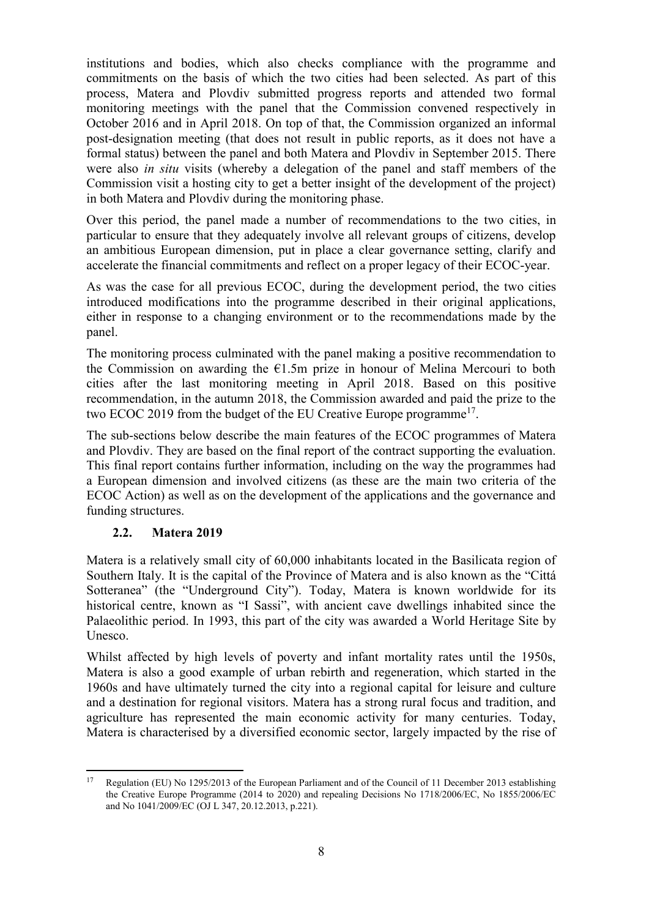institutions and bodies, which also checks compliance with the programme and commitments on the basis of which the two cities had been selected. As part of this process, Matera and Plovdiv submitted progress reports and attended two formal monitoring meetings with the panel that the Commission convened respectively in October 2016 and in April 2018. On top of that, the Commission organized an informal post-designation meeting (that does not result in public reports, as it does not have a formal status) between the panel and both Matera and Plovdiv in September 2015. There were also *in situ* visits (whereby a delegation of the panel and staff members of the Commission visit a hosting city to get a better insight of the development of the project) in both Matera and Plovdiv during the monitoring phase.

Over this period, the panel made a number of recommendations to the two cities, in particular to ensure that they adequately involve all relevant groups of citizens, develop an ambitious European dimension, put in place a clear governance setting, clarify and accelerate the financial commitments and reflect on a proper legacy of their ECOC-year.

As was the case for all previous ECOC, during the development period, the two cities introduced modifications into the programme described in their original applications, either in response to a changing environment or to the recommendations made by the panel.

The monitoring process culminated with the panel making a positive recommendation to the Commission on awarding the €1.5m prize in honour of Melina Mercouri to both cities after the last monitoring meeting in April 2018. Based on this positive recommendation, in the autumn 2018, the Commission awarded and paid the prize to the two ECOC 2019 from the budget of the EU Creative Europe programme[17].

The sub-sections below describe the main features of the ECOC programmes of Matera and Plovdiv. They are based on the final report of the contract supporting the evaluation. This final report contains further information, including on the way the programmes had a European dimension and involved citizens (as these are the main two criteria of the ECOC Action) as well as on the development of the applications and the governance and funding structures.

### 2.2. Matera 2019

Matera is a relatively small city of 60,000 inhabitants located in the Basilicata region of Southern Italy. It is the capital of the Province of Matera and is also known as the "Cittá Sotteranea" (the "Underground City"). Today, Matera is known worldwide for its historical centre, known as "I Sassi", with ancient cave dwellings inhabited since the Palaeolithic period. In 1993, this part of the city was awarded a World Heritage Site by Unesco.

Whilst affected by high levels of poverty and infant mortality rates until the 1950s, Matera is also a good example of urban rebirth and regeneration, which started in the 1960s and have ultimately turned the city into a regional capital for leisure and culture and a destination for regional visitors. Matera has a strong rural focus and tradition, and agriculture has represented the main economic activity for many centuries. Today, Matera is characterised by a diversified economic sector, largely impacted by the rise of

---

[17] Regulation (EU) No 1295/2013 of the European Parliament and of the Council of 11 December 2013 establishing the Creative Europe Programme (2014 to 2020) and repealing Decisions No 1718/2006/EC, No 1855/2006/EC and No 1041/2009/EC (OJ L 347, 20.12.2013, p.221).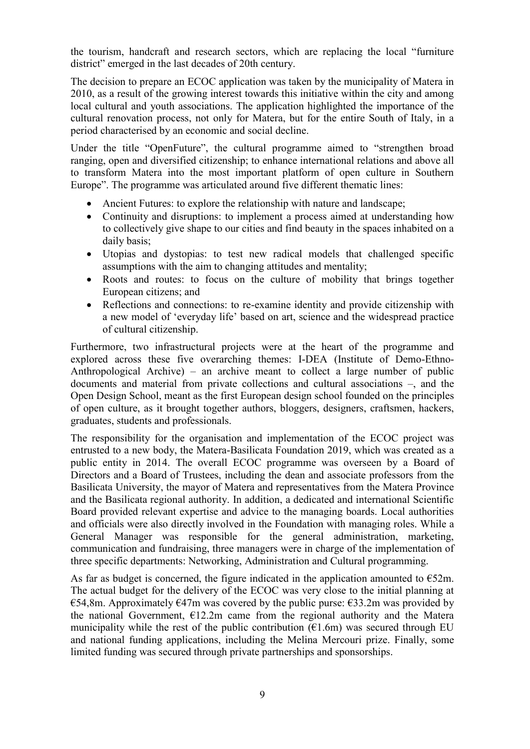the tourism, handcraft and research sectors, which are replacing the local "furniture district" emerged in the last decades of 20th century.

The decision to prepare an ECOC application was taken by the municipality of Matera in 2010, as a result of the growing interest towards this initiative within the city and among local cultural and youth associations. The application highlighted the importance of the cultural renovation process, not only for Matera, but for the entire South of Italy, in a period characterised by an economic and social decline.

Under the title "OpenFuture", the cultural programme aimed to "strengthen broad ranging, open and diversified citizenship; to enhance international relations and above all to transform Matera into the most important platform of open culture in Southern Europe". The programme was articulated around five different thematic lines:

- Ancient Futures: to explore the relationship with nature and landscape;
- Continuity and disruptions: to implement a process aimed at understanding how to collectively give shape to our cities and find beauty in the spaces inhabited on a daily basis;
- Utopias and dystopias: to test new radical models that challenged specific assumptions with the aim to changing attitudes and mentality;
- Roots and routes: to focus on the culture of mobility that brings together European citizens; and
- Reflections and connections: to re-examine identity and provide citizenship with a new model of 'everyday life' based on art, science and the widespread practice of cultural citizenship.

Furthermore, two infrastructural projects were at the heart of the programme and explored across these five overarching themes: I-DEA (Institute of Demo-Ethno-Anthropological Archive) – an archive meant to collect a large number of public documents and material from private collections and cultural associations –, and the Open Design School, meant as the first European design school founded on the principles of open culture, as it brought together authors, bloggers, designers, craftsmen, hackers, graduates, students and professionals.

The responsibility for the organisation and implementation of the ECOC project was entrusted to a new body, the Matera-Basilicata Foundation 2019, which was created as a public entity in 2014. The overall ECOC programme was overseen by a Board of Directors and a Board of Trustees, including the dean and associate professors from the Basilicata University, the mayor of Matera and representatives from the Matera Province and the Basilicata regional authority. In addition, a dedicated and international Scientific Board provided relevant expertise and advice to the managing boards. Local authorities and officials were also directly involved in the Foundation with managing roles. While a General Manager was responsible for the general administration, marketing, communication and fundraising, three managers were in charge of the implementation of three specific departments: Networking, Administration and Cultural programming.

As far as budget is concerned, the figure indicated in the application amounted to €52m. The actual budget for the delivery of the ECOC was very close to the initial planning at €54,8m. Approximately €47m was covered by the public purse: €33.2m was provided by the national Government, €12.2m came from the regional authority and the Matera municipality while the rest of the public contribution (€1.6m) was secured through EU and national funding applications, including the Melina Mercouri prize. Finally, some limited funding was secured through private partnerships and sponsorships.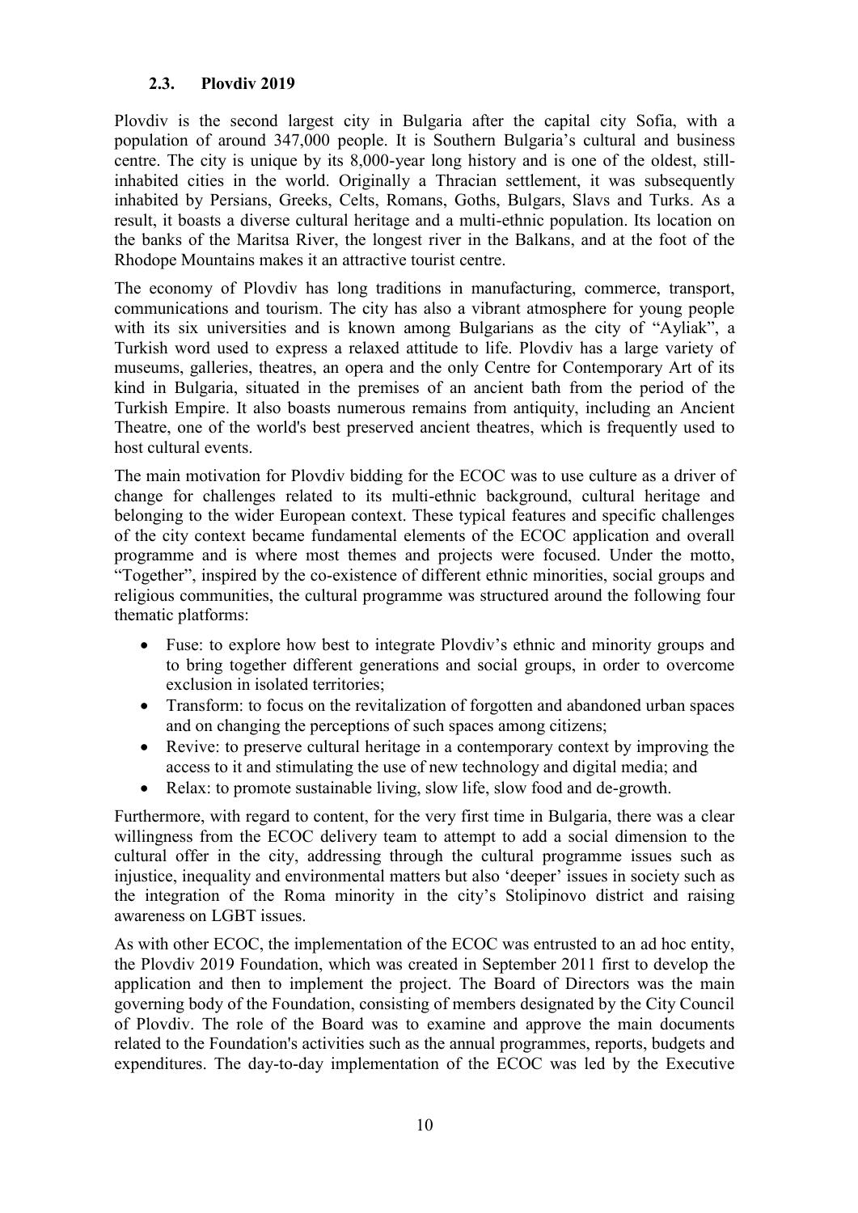### 2.3. Plovdiv 2019

Plovdiv is the second largest city in Bulgaria after the capital city Sofia, with a population of around 347,000 people. It is Southern Bulgaria's cultural and business centre. The city is unique by its 8,000-year long history and is one of the oldest, still-inhabited cities in the world. Originally a Thracian settlement, it was subsequently inhabited by Persians, Greeks, Celts, Romans, Goths, Bulgars, Slavs and Turks. As a result, it boasts a diverse cultural heritage and a multi-ethnic population. Its location on the banks of the Maritsa River, the longest river in the Balkans, and at the foot of the Rhodope Mountains makes it an attractive tourist centre.

The economy of Plovdiv has long traditions in manufacturing, commerce, transport, communications and tourism. The city has also a vibrant atmosphere for young people with its six universities and is known among Bulgarians as the city of "Ayliak", a Turkish word used to express a relaxed attitude to life. Plovdiv has a large variety of museums, galleries, theatres, an opera and the only Centre for Contemporary Art of its kind in Bulgaria, situated in the premises of an ancient bath from the period of the Turkish Empire. It also boasts numerous remains from antiquity, including an Ancient Theatre, one of the world's best preserved ancient theatres, which is frequently used to host cultural events.

The main motivation for Plovdiv bidding for the ECOC was to use culture as a driver of change for challenges related to its multi-ethnic background, cultural heritage and belonging to the wider European context. These typical features and specific challenges of the city context became fundamental elements of the ECOC application and overall programme and is where most themes and projects were focused. Under the motto, "Together", inspired by the co-existence of different ethnic minorities, social groups and religious communities, the cultural programme was structured around the following four thematic platforms:

- Fuse: to explore how best to integrate Plovdiv's ethnic and minority groups and to bring together different generations and social groups, in order to overcome exclusion in isolated territories;
- Transform: to focus on the revitalization of forgotten and abandoned urban spaces and on changing the perceptions of such spaces among citizens;
- Revive: to preserve cultural heritage in a contemporary context by improving the access to it and stimulating the use of new technology and digital media; and
- Relax: to promote sustainable living, slow life, slow food and de-growth.

Furthermore, with regard to content, for the very first time in Bulgaria, there was a clear willingness from the ECOC delivery team to attempt to add a social dimension to the cultural offer in the city, addressing through the cultural programme issues such as injustice, inequality and environmental matters but also 'deeper' issues in society such as the integration of the Roma minority in the city's Stolipinovo district and raising awareness on LGBT issues.

As with other ECOC, the implementation of the ECOC was entrusted to an ad hoc entity, the Plovdiv 2019 Foundation, which was created in September 2011 first to develop the application and then to implement the project. The Board of Directors was the main governing body of the Foundation, consisting of members designated by the City Council of Plovdiv. The role of the Board was to examine and approve the main documents related to the Foundation's activities such as the annual programmes, reports, budgets and expenditures. The day-to-day implementation of the ECOC was led by the Executive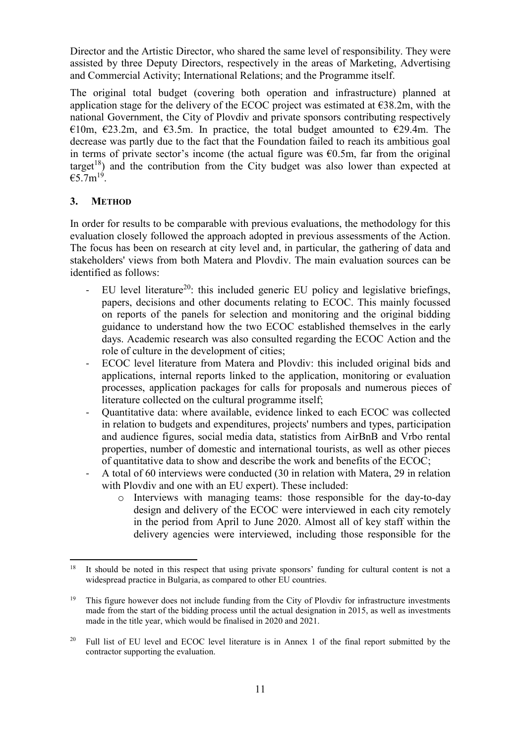Director and the Artistic Director, who shared the same level of responsibility. They were assisted by three Deputy Directors, respectively in the areas of Marketing, Advertising and Commercial Activity; International Relations; and the Programme itself.

The original total budget (covering both operation and infrastructure) planned at application stage for the delivery of the ECOC project was estimated at €38.2m, with the national Government, the City of Plovdiv and private sponsors contributing respectively €10m, €23.2m, and €3.5m. In practice, the total budget amounted to €29.4m. The decrease was partly due to the fact that the Foundation failed to reach its ambitious goal in terms of private sector's income (the actual figure was €0.5m, far from the original target[18]) and the contribution from the City budget was also lower than expected at €5.7m[19].

## 3. METHOD

In order for results to be comparable with previous evaluations, the methodology for this evaluation closely followed the approach adopted in previous assessments of the Action. The focus has been on research at city level and, in particular, the gathering of data and stakeholders' views from both Matera and Plovdiv. The main evaluation sources can be identified as follows:

- EU level literature[20]: this included generic EU policy and legislative briefings, papers, decisions and other documents relating to ECOC. This mainly focussed on reports of the panels for selection and monitoring and the original bidding guidance to understand how the two ECOC established themselves in the early days. Academic research was also consulted regarding the ECOC Action and the role of culture in the development of cities;
- ECOC level literature from Matera and Plovdiv: this included original bids and applications, internal reports linked to the application, monitoring or evaluation processes, application packages for calls for proposals and numerous pieces of literature collected on the cultural programme itself;
- Quantitative data: where available, evidence linked to each ECOC was collected in relation to budgets and expenditures, projects' numbers and types, participation and audience figures, social media data, statistics from AirBnB and Vrbo rental properties, number of domestic and international tourists, as well as other pieces of quantitative data to show and describe the work and benefits of the ECOC;
- A total of 60 interviews were conducted (30 in relation with Matera, 29 in relation with Plovdiv and one with an EU expert). These included:
  - Interviews with managing teams: those responsible for the day-to-day design and delivery of the ECOC were interviewed in each city remotely in the period from April to June 2020. Almost all of key staff within the delivery agencies were interviewed, including those responsible for the

---

[18] It should be noted in this respect that using private sponsors' funding for cultural content is not a widespread practice in Bulgaria, as compared to other EU countries.

[19] This figure however does not include funding from the City of Plovdiv for infrastructure investments made from the start of the bidding process until the actual designation in 2015, as well as investments made in the title year, which would be finalised in 2020 and 2021.

[20] Full list of EU level and ECOC level literature is in Annex 1 of the final report submitted by the contractor supporting the evaluation.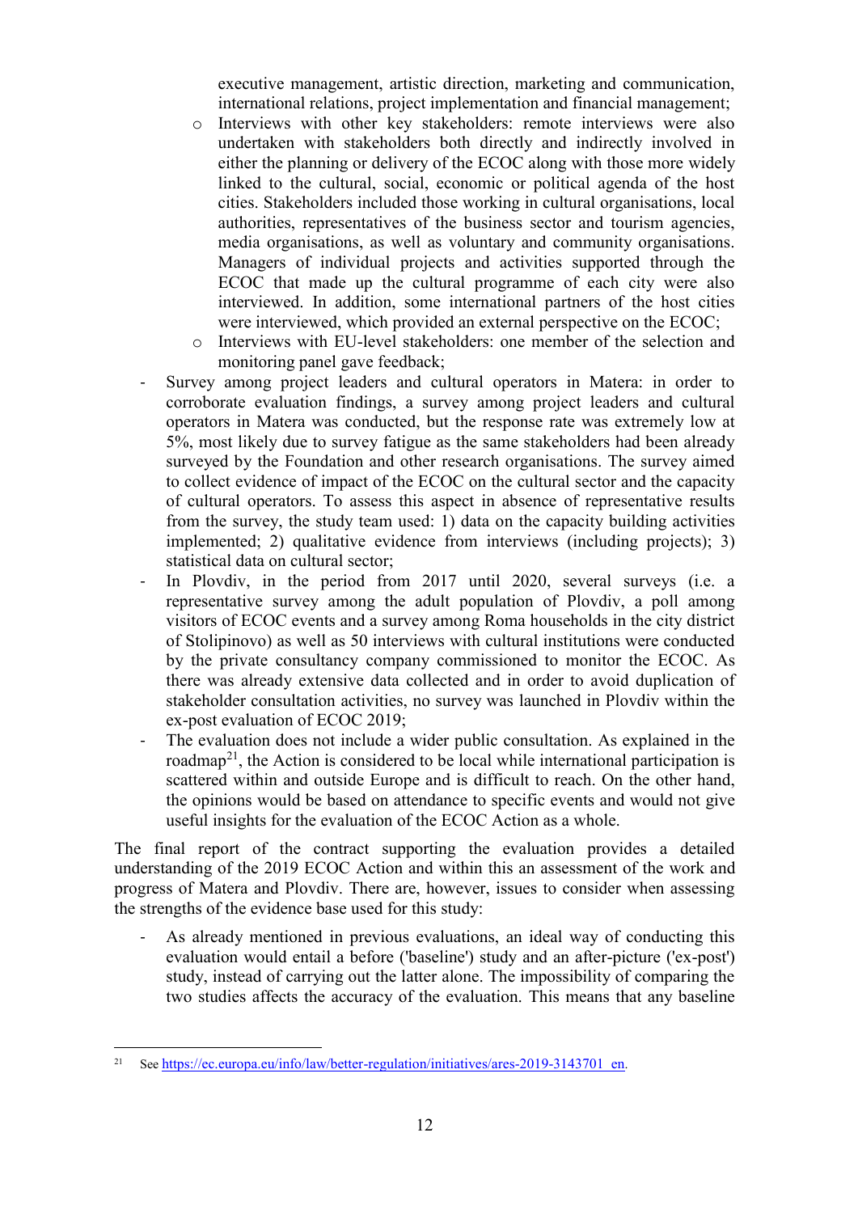executive management, artistic direction, marketing and communication, international relations, project implementation and financial management;

  - Interviews with other key stakeholders: remote interviews were also undertaken with stakeholders both directly and indirectly involved in either the planning or delivery of the ECOC along with those more widely linked to the cultural, social, economic or political agenda of the host cities. Stakeholders included those working in cultural organisations, local authorities, representatives of the business sector and tourism agencies, media organisations, as well as voluntary and community organisations. Managers of individual projects and activities supported through the ECOC that made up the cultural programme of each city were also interviewed. In addition, some international partners of the host cities were interviewed, which provided an external perspective on the ECOC;
  - Interviews with EU-level stakeholders: one member of the selection and monitoring panel gave feedback;

- Survey among project leaders and cultural operators in Matera: in order to corroborate evaluation findings, a survey among project leaders and cultural operators in Matera was conducted, but the response rate was extremely low at 5%, most likely due to survey fatigue as the same stakeholders had been already surveyed by the Foundation and other research organisations. The survey aimed to collect evidence of impact of the ECOC on the cultural sector and the capacity of cultural operators. To assess this aspect in absence of representative results from the survey, the study team used: 1) data on the capacity building activities implemented; 2) qualitative evidence from interviews (including projects); 3) statistical data on cultural sector;
- In Plovdiv, in the period from 2017 until 2020, several surveys (i.e. a representative survey among the adult population of Plovdiv, a poll among visitors of ECOC events and a survey among Roma households in the city district of Stolipinovo) as well as 50 interviews with cultural institutions were conducted by the private consultancy company commissioned to monitor the ECOC. As there was already extensive data collected and in order to avoid duplication of stakeholder consultation activities, no survey was launched in Plovdiv within the ex-post evaluation of ECOC 2019;
- The evaluation does not include a wider public consultation. As explained in the roadmap[21], the Action is considered to be local while international participation is scattered within and outside Europe and is difficult to reach. On the other hand, the opinions would be based on attendance to specific events and would not give useful insights for the evaluation of the ECOC Action as a whole.

The final report of the contract supporting the evaluation provides a detailed understanding of the 2019 ECOC Action and within this an assessment of the work and progress of Matera and Plovdiv. There are, however, issues to consider when assessing the strengths of the evidence base used for this study:

- As already mentioned in previous evaluations, an ideal way of conducting this evaluation would entail a before ('baseline') study and an after-picture ('ex-post') study, instead of carrying out the latter alone. The impossibility of comparing the two studies affects the accuracy of the evaluation. This means that any baseline

---

[21] See https://ec.europa.eu/info/law/better-regulation/initiatives/ares-2019-3143701_en.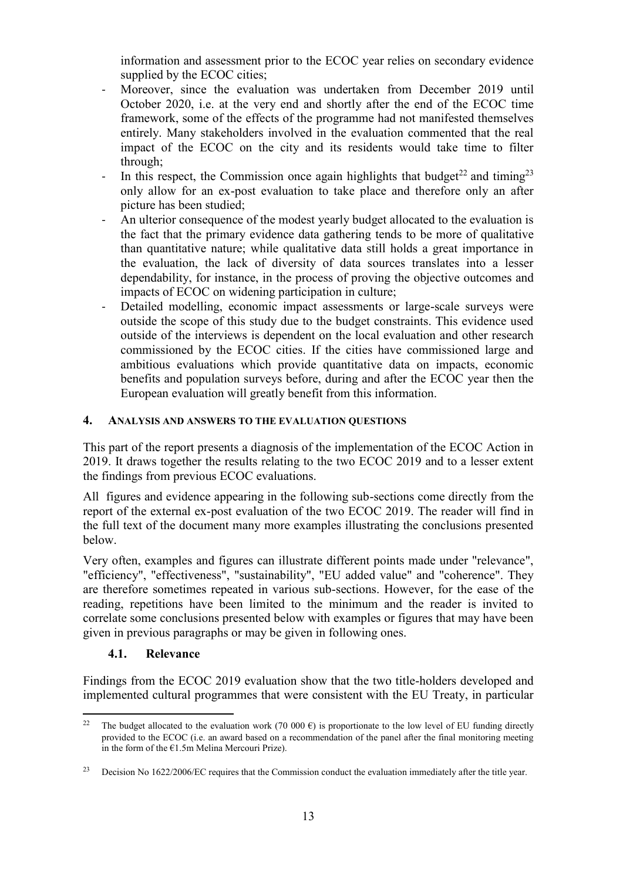information and assessment prior to the ECOC year relies on secondary evidence supplied by the ECOC cities;

- Moreover, since the evaluation was undertaken from December 2019 until October 2020, i.e. at the very end and shortly after the end of the ECOC time framework, some of the effects of the programme had not manifested themselves entirely. Many stakeholders involved in the evaluation commented that the real impact of the ECOC on the city and its residents would take time to filter through;
- In this respect, the Commission once again highlights that budget[22] and timing[23] only allow for an ex-post evaluation to take place and therefore only an after picture has been studied;
- An ulterior consequence of the modest yearly budget allocated to the evaluation is the fact that the primary evidence data gathering tends to be more of qualitative than quantitative nature; while qualitative data still holds a great importance in the evaluation, the lack of diversity of data sources translates into a lesser dependability, for instance, in the process of proving the objective outcomes and impacts of ECOC on widening participation in culture;
- Detailed modelling, economic impact assessments or large-scale surveys were outside the scope of this study due to the budget constraints. This evidence used outside of the interviews is dependent on the local evaluation and other research commissioned by the ECOC cities. If the cities have commissioned large and ambitious evaluations which provide quantitative data on impacts, economic benefits and population surveys before, during and after the ECOC year then the European evaluation will greatly benefit from this information.

## 4. ANALYSIS AND ANSWERS TO THE EVALUATION QUESTIONS

This part of the report presents a diagnosis of the implementation of the ECOC Action in 2019. It draws together the results relating to the two ECOC 2019 and to a lesser extent the findings from previous ECOC evaluations.

All figures and evidence appearing in the following sub-sections come directly from the report of the external ex-post evaluation of the two ECOC 2019. The reader will find in the full text of the document many more examples illustrating the conclusions presented below.

Very often, examples and figures can illustrate different points made under "relevance", "efficiency", "effectiveness", "sustainability", "EU added value" and "coherence". They are therefore sometimes repeated in various sub-sections. However, for the ease of the reading, repetitions have been limited to the minimum and the reader is invited to correlate some conclusions presented below with examples or figures that may have been given in previous paragraphs or may be given in following ones.

### 4.1. Relevance

Findings from the ECOC 2019 evaluation show that the two title-holders developed and implemented cultural programmes that were consistent with the EU Treaty, in particular

---

[22] The budget allocated to the evaluation work (70 000 €) is proportionate to the low level of EU funding directly provided to the ECOC (i.e. an award based on a recommendation of the panel after the final monitoring meeting in the form of the €1.5m Melina Mercouri Prize).

[23] Decision No 1622/2006/EC requires that the Commission conduct the evaluation immediately after the title year.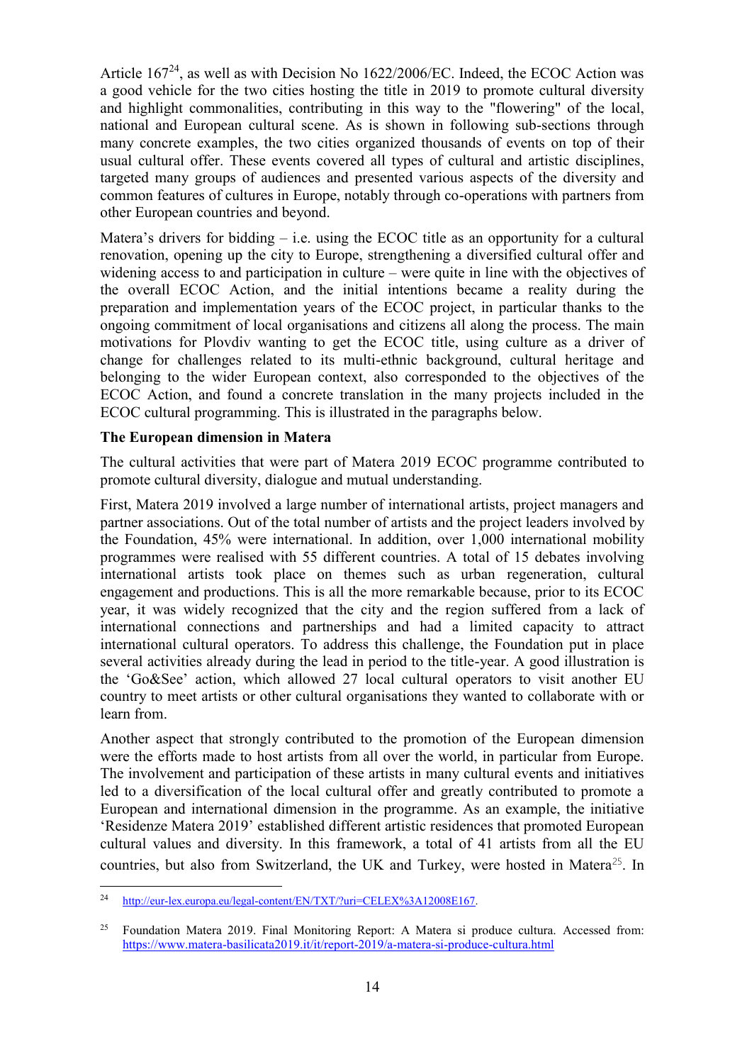Article 167[24], as well as with Decision No 1622/2006/EC. Indeed, the ECOC Action was a good vehicle for the two cities hosting the title in 2019 to promote cultural diversity and highlight commonalities, contributing in this way to the "flowering" of the local, national and European cultural scene. As is shown in following sub-sections through many concrete examples, the two cities organized thousands of events on top of their usual cultural offer. These events covered all types of cultural and artistic disciplines, targeted many groups of audiences and presented various aspects of the diversity and common features of cultures in Europe, notably through co-operations with partners from other European countries and beyond.

Matera's drivers for bidding – i.e. using the ECOC title as an opportunity for a cultural renovation, opening up the city to Europe, strengthening a diversified cultural offer and widening access to and participation in culture – were quite in line with the objectives of the overall ECOC Action, and the initial intentions became a reality during the preparation and implementation years of the ECOC project, in particular thanks to the ongoing commitment of local organisations and citizens all along the process. The main motivations for Plovdiv wanting to get the ECOC title, using culture as a driver of change for challenges related to its multi-ethnic background, cultural heritage and belonging to the wider European context, also corresponded to the objectives of the ECOC Action, and found a concrete translation in the many projects included in the ECOC cultural programming. This is illustrated in the paragraphs below.

**The European dimension in Matera**

The cultural activities that were part of Matera 2019 ECOC programme contributed to promote cultural diversity, dialogue and mutual understanding.

First, Matera 2019 involved a large number of international artists, project managers and partner associations. Out of the total number of artists and the project leaders involved by the Foundation, 45% were international. In addition, over 1,000 international mobility programmes were realised with 55 different countries. A total of 15 debates involving international artists took place on themes such as urban regeneration, cultural engagement and productions. This is all the more remarkable because, prior to its ECOC year, it was widely recognized that the city and the region suffered from a lack of international connections and partnerships and had a limited capacity to attract international cultural operators. To address this challenge, the Foundation put in place several activities already during the lead in period to the title-year. A good illustration is the 'Go&See' action, which allowed 27 local cultural operators to visit another EU country to meet artists or other cultural organisations they wanted to collaborate with or learn from.

Another aspect that strongly contributed to the promotion of the European dimension were the efforts made to host artists from all over the world, in particular from Europe. The involvement and participation of these artists in many cultural events and initiatives led to a diversification of the local cultural offer and greatly contributed to promote a European and international dimension in the programme. As an example, the initiative 'Residenze Matera 2019' established different artistic residences that promoted European cultural values and diversity. In this framework, a total of 41 artists from all the EU countries, but also from Switzerland, the UK and Turkey, were hosted in Matera[25]. In

---

[24] http://eur-lex.europa.eu/legal-content/EN/TXT/?uri=CELEX%3A12008E167.

[25] Foundation Matera 2019. Final Monitoring Report: A Matera si produce cultura. Accessed from: https://www.matera-basilicata2019.it/it/report-2019/a-matera-si-produce-cultura.html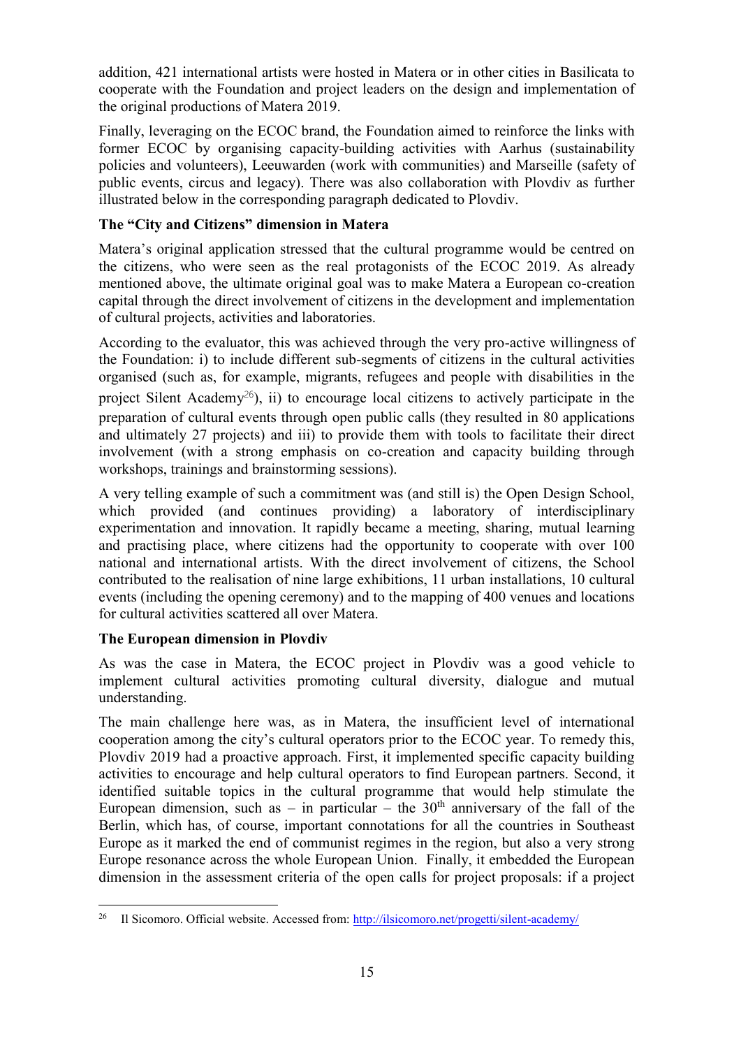addition, 421 international artists were hosted in Matera or in other cities in Basilicata to cooperate with the Foundation and project leaders on the design and implementation of the original productions of Matera 2019.

Finally, leveraging on the ECOC brand, the Foundation aimed to reinforce the links with former ECOC by organising capacity-building activities with Aarhus (sustainability policies and volunteers), Leeuwarden (work with communities) and Marseille (safety of public events, circus and legacy). There was also collaboration with Plovdiv as further illustrated below in the corresponding paragraph dedicated to Plovdiv.

**The "City and Citizens" dimension in Matera**

Matera's original application stressed that the cultural programme would be centred on the citizens, who were seen as the real protagonists of the ECOC 2019. As already mentioned above, the ultimate original goal was to make Matera a European co-creation capital through the direct involvement of citizens in the development and implementation of cultural projects, activities and laboratories.

According to the evaluator, this was achieved through the very pro-active willingness of the Foundation: i) to include different sub-segments of citizens in the cultural activities organised (such as, for example, migrants, refugees and people with disabilities in the project Silent Academy[26]), ii) to encourage local citizens to actively participate in the preparation of cultural events through open public calls (they resulted in 80 applications and ultimately 27 projects) and iii) to provide them with tools to facilitate their direct involvement (with a strong emphasis on co-creation and capacity building through workshops, trainings and brainstorming sessions).

A very telling example of such a commitment was (and still is) the Open Design School, which provided (and continues providing) a laboratory of interdisciplinary experimentation and innovation. It rapidly became a meeting, sharing, mutual learning and practising place, where citizens had the opportunity to cooperate with over 100 national and international artists. With the direct involvement of citizens, the School contributed to the realisation of nine large exhibitions, 11 urban installations, 10 cultural events (including the opening ceremony) and to the mapping of 400 venues and locations for cultural activities scattered all over Matera.

**The European dimension in Plovdiv**

As was the case in Matera, the ECOC project in Plovdiv was a good vehicle to implement cultural activities promoting cultural diversity, dialogue and mutual understanding.

The main challenge here was, as in Matera, the insufficient level of international cooperation among the city's cultural operators prior to the ECOC year. To remedy this, Plovdiv 2019 had a proactive approach. First, it implemented specific capacity building activities to encourage and help cultural operators to find European partners. Second, it identified suitable topics in the cultural programme that would help stimulate the European dimension, such as – in particular – the 30th anniversary of the fall of the Berlin, which has, of course, important connotations for all the countries in Southeast Europe as it marked the end of communist regimes in the region, but also a very strong Europe resonance across the whole European Union. Finally, it embedded the European dimension in the assessment criteria of the open calls for project proposals: if a project

[26] Il Sicomoro. Official website. Accessed from: http://ilsicomoro.net/progetti/silent-academy/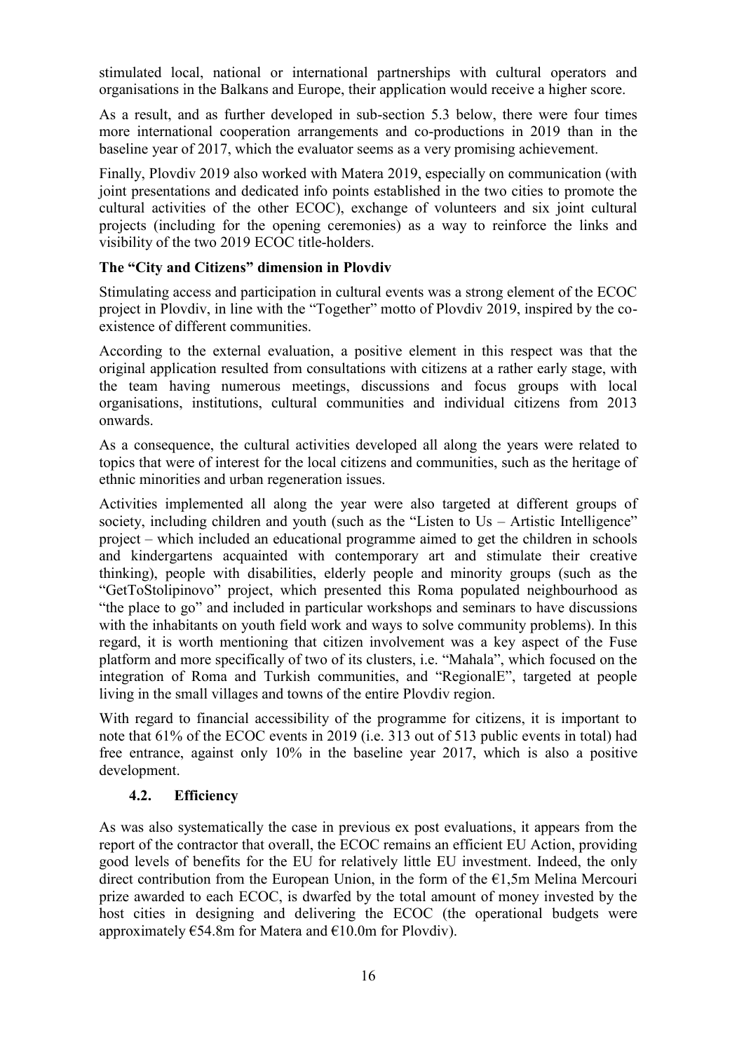stimulated local, national or international partnerships with cultural operators and organisations in the Balkans and Europe, their application would receive a higher score.

As a result, and as further developed in sub-section 5.3 below, there were four times more international cooperation arrangements and co-productions in 2019 than in the baseline year of 2017, which the evaluator seems as a very promising achievement.

Finally, Plovdiv 2019 also worked with Matera 2019, especially on communication (with joint presentations and dedicated info points established in the two cities to promote the cultural activities of the other ECOC), exchange of volunteers and six joint cultural projects (including for the opening ceremonies) as a way to reinforce the links and visibility of the two 2019 ECOC title-holders.

**The "City and Citizens" dimension in Plovdiv**

Stimulating access and participation in cultural events was a strong element of the ECOC project in Plovdiv, in line with the "Together" motto of Plovdiv 2019, inspired by the co-existence of different communities.

According to the external evaluation, a positive element in this respect was that the original application resulted from consultations with citizens at a rather early stage, with the team having numerous meetings, discussions and focus groups with local organisations, institutions, cultural communities and individual citizens from 2013 onwards.

As a consequence, the cultural activities developed all along the years were related to topics that were of interest for the local citizens and communities, such as the heritage of ethnic minorities and urban regeneration issues.

Activities implemented all along the year were also targeted at different groups of society, including children and youth (such as the "Listen to Us – Artistic Intelligence" project – which included an educational programme aimed to get the children in schools and kindergartens acquainted with contemporary art and stimulate their creative thinking), people with disabilities, elderly people and minority groups (such as the "GetToStolipinovo" project, which presented this Roma populated neighbourhood as "the place to go" and included in particular workshops and seminars to have discussions with the inhabitants on youth field work and ways to solve community problems). In this regard, it is worth mentioning that citizen involvement was a key aspect of the Fuse platform and more specifically of two of its clusters, i.e. "Mahala", which focused on the integration of Roma and Turkish communities, and "RegionalE", targeted at people living in the small villages and towns of the entire Plovdiv region.

With regard to financial accessibility of the programme for citizens, it is important to note that 61% of the ECOC events in 2019 (i.e. 313 out of 513 public events in total) had free entrance, against only 10% in the baseline year 2017, which is also a positive development.

### 4.2. Efficiency

As was also systematically the case in previous ex post evaluations, it appears from the report of the contractor that overall, the ECOC remains an efficient EU Action, providing good levels of benefits for the EU for relatively little EU investment. Indeed, the only direct contribution from the European Union, in the form of the €1,5m Melina Mercouri prize awarded to each ECOC, is dwarfed by the total amount of money invested by the host cities in designing and delivering the ECOC (the operational budgets were approximately €54.8m for Matera and €10.0m for Plovdiv).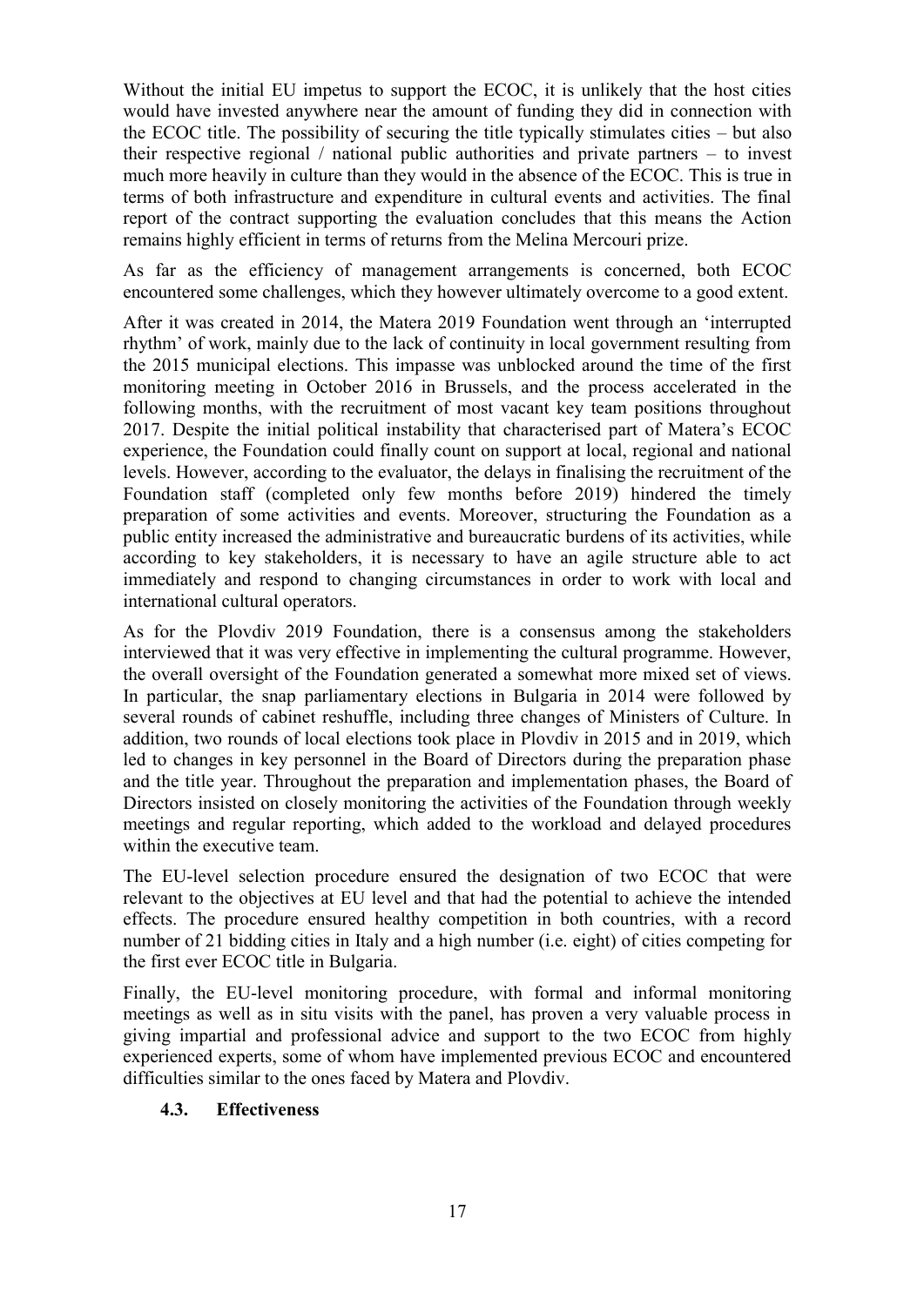Without the initial EU impetus to support the ECOC, it is unlikely that the host cities would have invested anywhere near the amount of funding they did in connection with the ECOC title. The possibility of securing the title typically stimulates cities – but also their respective regional / national public authorities and private partners – to invest much more heavily in culture than they would in the absence of the ECOC. This is true in terms of both infrastructure and expenditure in cultural events and activities. The final report of the contract supporting the evaluation concludes that this means the Action remains highly efficient in terms of returns from the Melina Mercouri prize.

As far as the efficiency of management arrangements is concerned, both ECOC encountered some challenges, which they however ultimately overcome to a good extent.

After it was created in 2014, the Matera 2019 Foundation went through an 'interrupted rhythm' of work, mainly due to the lack of continuity in local government resulting from the 2015 municipal elections. This impasse was unblocked around the time of the first monitoring meeting in October 2016 in Brussels, and the process accelerated in the following months, with the recruitment of most vacant key team positions throughout 2017. Despite the initial political instability that characterised part of Matera's ECOC experience, the Foundation could finally count on support at local, regional and national levels. However, according to the evaluator, the delays in finalising the recruitment of the Foundation staff (completed only few months before 2019) hindered the timely preparation of some activities and events. Moreover, structuring the Foundation as a public entity increased the administrative and bureaucratic burdens of its activities, while according to key stakeholders, it is necessary to have an agile structure able to act immediately and respond to changing circumstances in order to work with local and international cultural operators.

As for the Plovdiv 2019 Foundation, there is a consensus among the stakeholders interviewed that it was very effective in implementing the cultural programme. However, the overall oversight of the Foundation generated a somewhat more mixed set of views. In particular, the snap parliamentary elections in Bulgaria in 2014 were followed by several rounds of cabinet reshuffle, including three changes of Ministers of Culture. In addition, two rounds of local elections took place in Plovdiv in 2015 and in 2019, which led to changes in key personnel in the Board of Directors during the preparation phase and the title year. Throughout the preparation and implementation phases, the Board of Directors insisted on closely monitoring the activities of the Foundation through weekly meetings and regular reporting, which added to the workload and delayed procedures within the executive team.

The EU-level selection procedure ensured the designation of two ECOC that were relevant to the objectives at EU level and that had the potential to achieve the intended effects. The procedure ensured healthy competition in both countries, with a record number of 21 bidding cities in Italy and a high number (i.e. eight) of cities competing for the first ever ECOC title in Bulgaria.

Finally, the EU-level monitoring procedure, with formal and informal monitoring meetings as well as in situ visits with the panel, has proven a very valuable process in giving impartial and professional advice and support to the two ECOC from highly experienced experts, some of whom have implemented previous ECOC and encountered difficulties similar to the ones faced by Matera and Plovdiv.

### 4.3. Effectiveness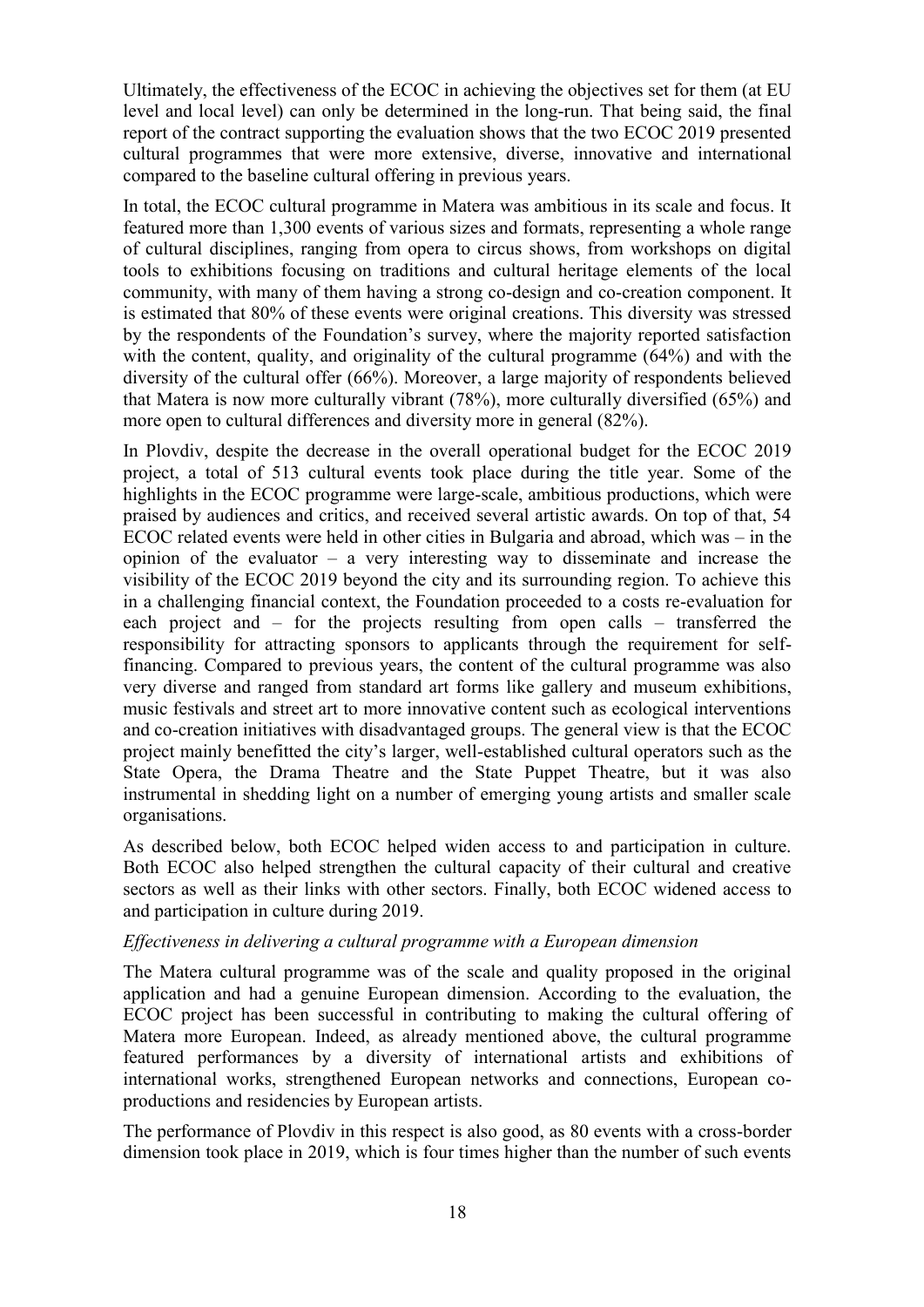Ultimately, the effectiveness of the ECOC in achieving the objectives set for them (at EU level and local level) can only be determined in the long-run. That being said, the final report of the contract supporting the evaluation shows that the two ECOC 2019 presented cultural programmes that were more extensive, diverse, innovative and international compared to the baseline cultural offering in previous years.

In total, the ECOC cultural programme in Matera was ambitious in its scale and focus. It featured more than 1,300 events of various sizes and formats, representing a whole range of cultural disciplines, ranging from opera to circus shows, from workshops on digital tools to exhibitions focusing on traditions and cultural heritage elements of the local community, with many of them having a strong co-design and co-creation component. It is estimated that 80% of these events were original creations. This diversity was stressed by the respondents of the Foundation's survey, where the majority reported satisfaction with the content, quality, and originality of the cultural programme (64%) and with the diversity of the cultural offer (66%). Moreover, a large majority of respondents believed that Matera is now more culturally vibrant (78%), more culturally diversified (65%) and more open to cultural differences and diversity more in general (82%).

In Plovdiv, despite the decrease in the overall operational budget for the ECOC 2019 project, a total of 513 cultural events took place during the title year. Some of the highlights in the ECOC programme were large-scale, ambitious productions, which were praised by audiences and critics, and received several artistic awards. On top of that, 54 ECOC related events were held in other cities in Bulgaria and abroad, which was – in the opinion of the evaluator – a very interesting way to disseminate and increase the visibility of the ECOC 2019 beyond the city and its surrounding region. To achieve this in a challenging financial context, the Foundation proceeded to a costs re-evaluation for each project and – for the projects resulting from open calls – transferred the responsibility for attracting sponsors to applicants through the requirement for self-financing. Compared to previous years, the content of the cultural programme was also very diverse and ranged from standard art forms like gallery and museum exhibitions, music festivals and street art to more innovative content such as ecological interventions and co-creation initiatives with disadvantaged groups. The general view is that the ECOC project mainly benefitted the city's larger, well-established cultural operators such as the State Opera, the Drama Theatre and the State Puppet Theatre, but it was also instrumental in shedding light on a number of emerging young artists and smaller scale organisations.

As described below, both ECOC helped widen access to and participation in culture. Both ECOC also helped strengthen the cultural capacity of their cultural and creative sectors as well as their links with other sectors. Finally, both ECOC widened access to and participation in culture during 2019.

*Effectiveness in delivering a cultural programme with a European dimension*

The Matera cultural programme was of the scale and quality proposed in the original application and had a genuine European dimension. According to the evaluation, the ECOC project has been successful in contributing to making the cultural offering of Matera more European. Indeed, as already mentioned above, the cultural programme featured performances by a diversity of international artists and exhibitions of international works, strengthened European networks and connections, European co-productions and residencies by European artists.

The performance of Plovdiv in this respect is also good, as 80 events with a cross-border dimension took place in 2019, which is four times higher than the number of such events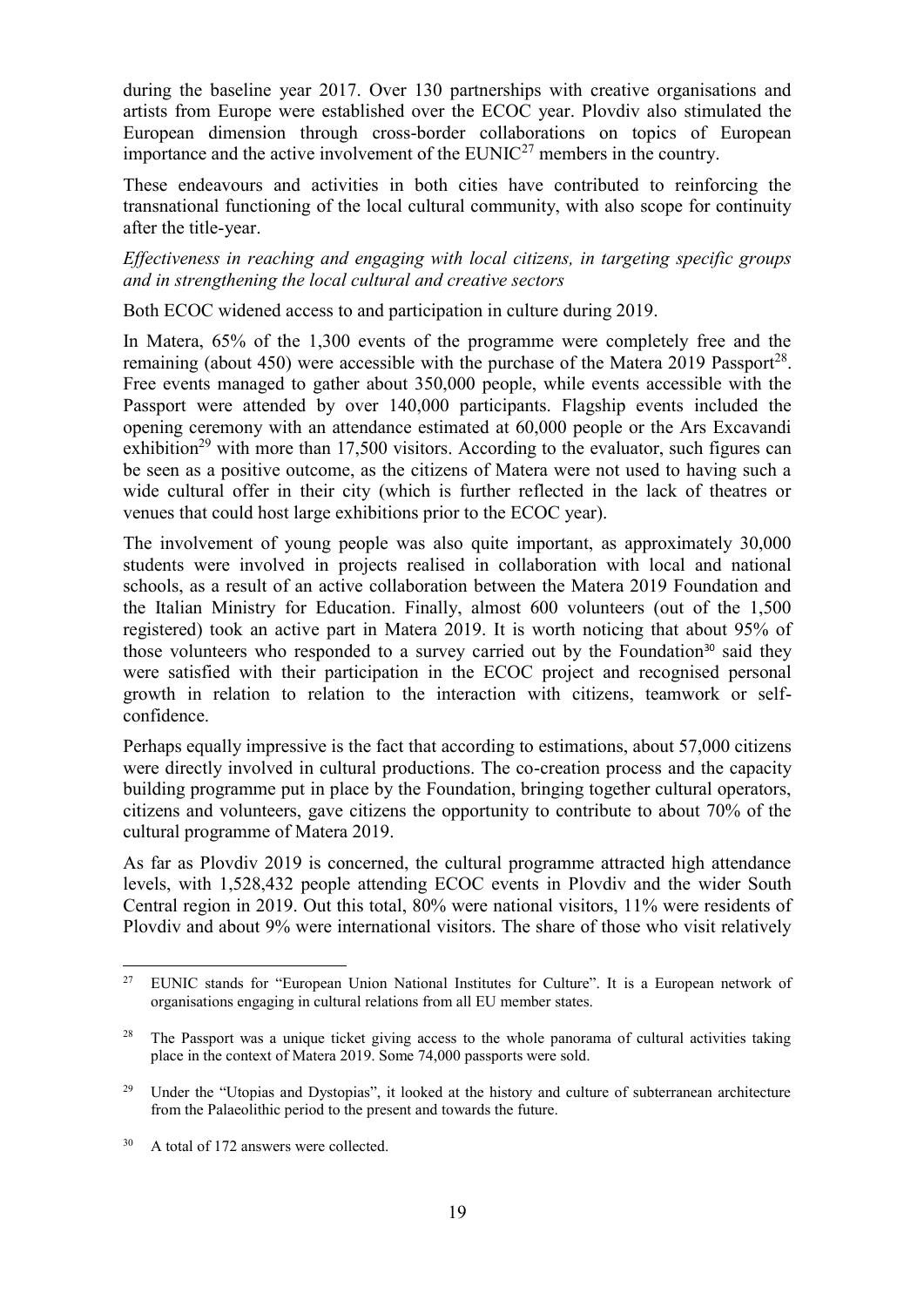during the baseline year 2017. Over 130 partnerships with creative organisations and artists from Europe were established over the ECOC year. Plovdiv also stimulated the European dimension through cross-border collaborations on topics of European importance and the active involvement of the EUNIC[27] members in the country.

These endeavours and activities in both cities have contributed to reinforcing the transnational functioning of the local cultural community, with also scope for continuity after the title-year.

*Effectiveness in reaching and engaging with local citizens, in targeting specific groups and in strengthening the local cultural and creative sectors*

Both ECOC widened access to and participation in culture during 2019.

In Matera, 65% of the 1,300 events of the programme were completely free and the remaining (about 450) were accessible with the purchase of the Matera 2019 Passport[28]. Free events managed to gather about 350,000 people, while events accessible with the Passport were attended by over 140,000 participants. Flagship events included the opening ceremony with an attendance estimated at 60,000 people or the Ars Excavandi exhibition[29] with more than 17,500 visitors. According to the evaluator, such figures can be seen as a positive outcome, as the citizens of Matera were not used to having such a wide cultural offer in their city (which is further reflected in the lack of theatres or venues that could host large exhibitions prior to the ECOC year).

The involvement of young people was also quite important, as approximately 30,000 students were involved in projects realised in collaboration with local and national schools, as a result of an active collaboration between the Matera 2019 Foundation and the Italian Ministry for Education. Finally, almost 600 volunteers (out of the 1,500 registered) took an active part in Matera 2019. It is worth noticing that about 95% of those volunteers who responded to a survey carried out by the Foundation[30] said they were satisfied with their participation in the ECOC project and recognised personal growth in relation to relation to the interaction with citizens, teamwork or self-confidence.

Perhaps equally impressive is the fact that according to estimations, about 57,000 citizens were directly involved in cultural productions. The co-creation process and the capacity building programme put in place by the Foundation, bringing together cultural operators, citizens and volunteers, gave citizens the opportunity to contribute to about 70% of the cultural programme of Matera 2019.

As far as Plovdiv 2019 is concerned, the cultural programme attracted high attendance levels, with 1,528,432 people attending ECOC events in Plovdiv and the wider South Central region in 2019. Out this total, 80% were national visitors, 11% were residents of Plovdiv and about 9% were international visitors. The share of those who visit relatively

---

[27] EUNIC stands for "European Union National Institutes for Culture". It is a European network of organisations engaging in cultural relations from all EU member states.

[28] The Passport was a unique ticket giving access to the whole panorama of cultural activities taking place in the context of Matera 2019. Some 74,000 passports were sold.

[29] Under the "Utopias and Dystopias", it looked at the history and culture of subterranean architecture from the Palaeolithic period to the present and towards the future.

[30] A total of 172 answers were collected.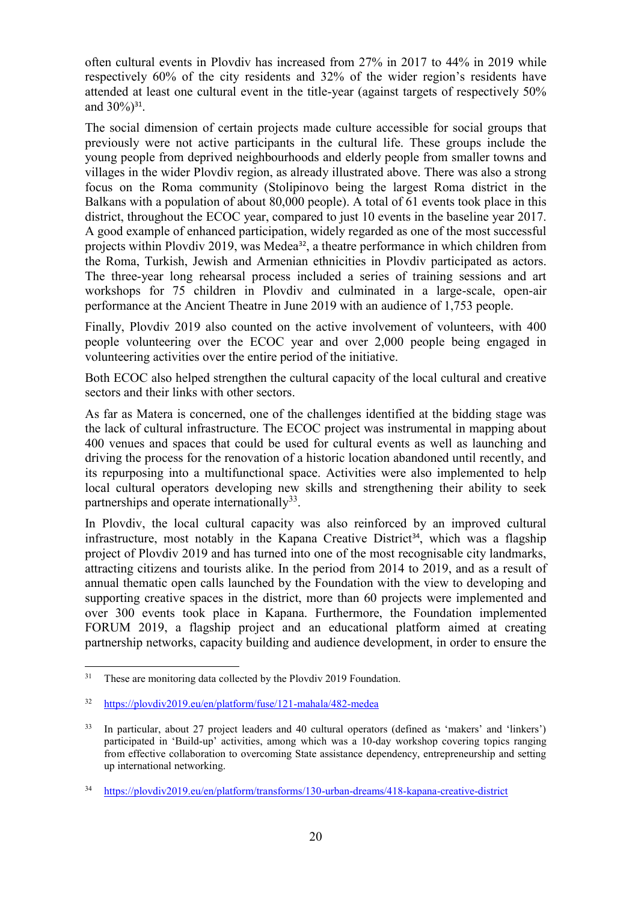often cultural events in Plovdiv has increased from 27% in 2017 to 44% in 2019 while respectively 60% of the city residents and 32% of the wider region's residents have attended at least one cultural event in the title-year (against targets of respectively 50% and 30%)[31].

The social dimension of certain projects made culture accessible for social groups that previously were not active participants in the cultural life. These groups include the young people from deprived neighbourhoods and elderly people from smaller towns and villages in the wider Plovdiv region, as already illustrated above. There was also a strong focus on the Roma community (Stolipinovo being the largest Roma district in the Balkans with a population of about 80,000 people). A total of 61 events took place in this district, throughout the ECOC year, compared to just 10 events in the baseline year 2017. A good example of enhanced participation, widely regarded as one of the most successful projects within Plovdiv 2019, was Medea[32], a theatre performance in which children from the Roma, Turkish, Jewish and Armenian ethnicities in Plovdiv participated as actors. The three-year long rehearsal process included a series of training sessions and art workshops for 75 children in Plovdiv and culminated in a large-scale, open-air performance at the Ancient Theatre in June 2019 with an audience of 1,753 people.

Finally, Plovdiv 2019 also counted on the active involvement of volunteers, with 400 people volunteering over the ECOC year and over 2,000 people being engaged in volunteering activities over the entire period of the initiative.

Both ECOC also helped strengthen the cultural capacity of the local cultural and creative sectors and their links with other sectors.

As far as Matera is concerned, one of the challenges identified at the bidding stage was the lack of cultural infrastructure. The ECOC project was instrumental in mapping about 400 venues and spaces that could be used for cultural events as well as launching and driving the process for the renovation of a historic location abandoned until recently, and its repurposing into a multifunctional space. Activities were also implemented to help local cultural operators developing new skills and strengthening their ability to seek partnerships and operate internationally[33].

In Plovdiv, the local cultural capacity was also reinforced by an improved cultural infrastructure, most notably in the Kapana Creative District[34], which was a flagship project of Plovdiv 2019 and has turned into one of the most recognisable city landmarks, attracting citizens and tourists alike. In the period from 2014 to 2019, and as a result of annual thematic open calls launched by the Foundation with the view to developing and supporting creative spaces in the district, more than 60 projects were implemented and over 300 events took place in Kapana. Furthermore, the Foundation implemented FORUM 2019, a flagship project and an educational platform aimed at creating partnership networks, capacity building and audience development, in order to ensure the

---

[31] These are monitoring data collected by the Plovdiv 2019 Foundation.

[32] https://plovdiv2019.eu/en/platform/fuse/121-mahala/482-medea

[33] In particular, about 27 project leaders and 40 cultural operators (defined as 'makers' and 'linkers') participated in 'Build-up' activities, among which was a 10-day workshop covering topics ranging from effective collaboration to overcoming State assistance dependency, entrepreneurship and setting up international networking.

[34] https://plovdiv2019.eu/en/platform/transforms/130-urban-dreams/418-kapana-creative-district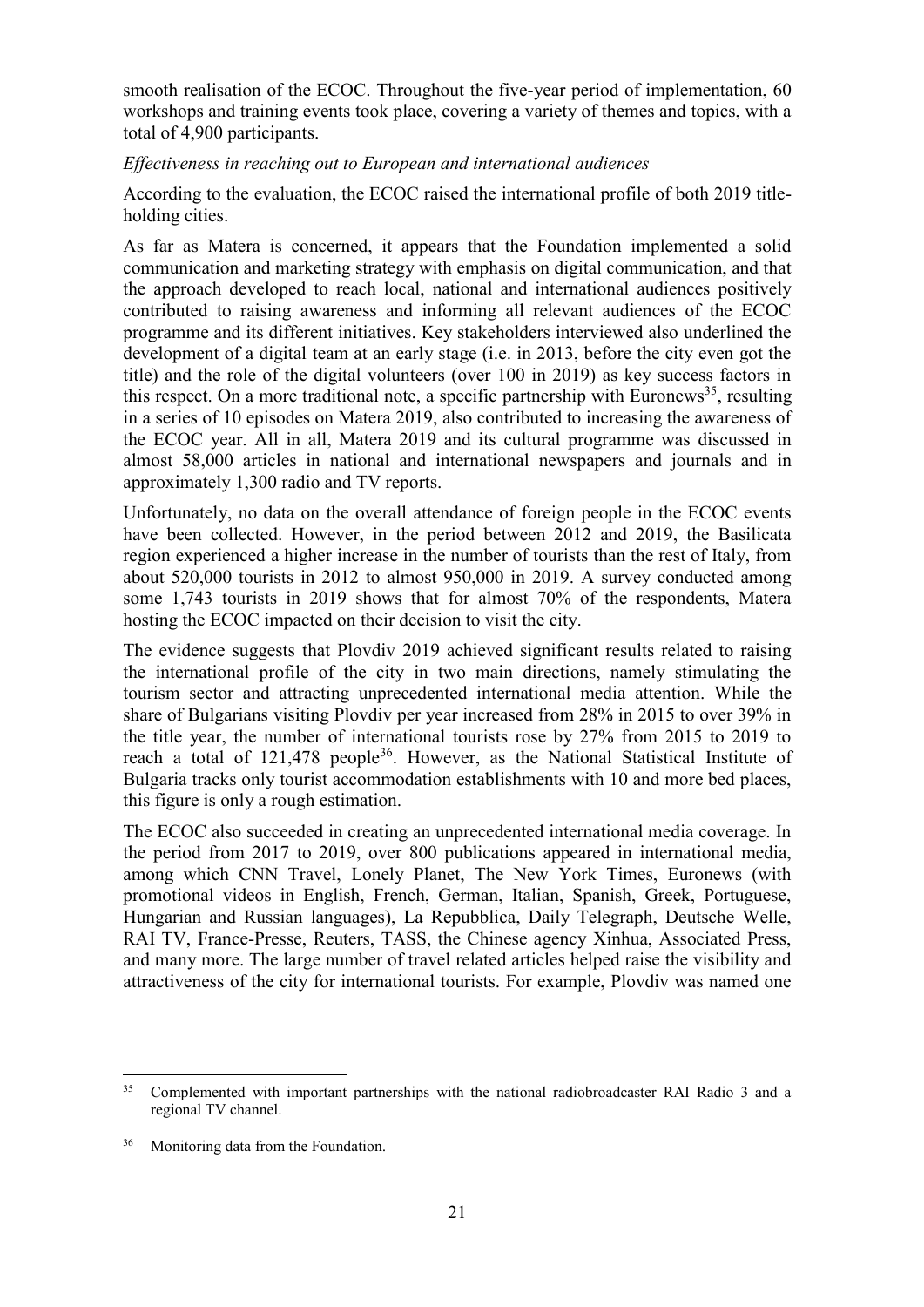smooth realisation of the ECOC. Throughout the five-year period of implementation, 60 workshops and training events took place, covering a variety of themes and topics, with a total of 4,900 participants.

*Effectiveness in reaching out to European and international audiences*

According to the evaluation, the ECOC raised the international profile of both 2019 title-holding cities.

As far as Matera is concerned, it appears that the Foundation implemented a solid communication and marketing strategy with emphasis on digital communication, and that the approach developed to reach local, national and international audiences positively contributed to raising awareness and informing all relevant audiences of the ECOC programme and its different initiatives. Key stakeholders interviewed also underlined the development of a digital team at an early stage (i.e. in 2013, before the city even got the title) and the role of the digital volunteers (over 100 in 2019) as key success factors in this respect. On a more traditional note, a specific partnership with Euronews[35], resulting in a series of 10 episodes on Matera 2019, also contributed to increasing the awareness of the ECOC year. All in all, Matera 2019 and its cultural programme was discussed in almost 58,000 articles in national and international newspapers and journals and in approximately 1,300 radio and TV reports.

Unfortunately, no data on the overall attendance of foreign people in the ECOC events have been collected. However, in the period between 2012 and 2019, the Basilicata region experienced a higher increase in the number of tourists than the rest of Italy, from about 520,000 tourists in 2012 to almost 950,000 in 2019. A survey conducted among some 1,743 tourists in 2019 shows that for almost 70% of the respondents, Matera hosting the ECOC impacted on their decision to visit the city.

The evidence suggests that Plovdiv 2019 achieved significant results related to raising the international profile of the city in two main directions, namely stimulating the tourism sector and attracting unprecedented international media attention. While the share of Bulgarians visiting Plovdiv per year increased from 28% in 2015 to over 39% in the title year, the number of international tourists rose by 27% from 2015 to 2019 to reach a total of 121,478 people[36]. However, as the National Statistical Institute of Bulgaria tracks only tourist accommodation establishments with 10 and more bed places, this figure is only a rough estimation.

The ECOC also succeeded in creating an unprecedented international media coverage. In the period from 2017 to 2019, over 800 publications appeared in international media, among which CNN Travel, Lonely Planet, The New York Times, Euronews (with promotional videos in English, French, German, Italian, Spanish, Greek, Portuguese, Hungarian and Russian languages), La Repubblica, Daily Telegraph, Deutsche Welle, RAI TV, France-Presse, Reuters, TASS, the Chinese agency Xinhua, Associated Press, and many more. The large number of travel related articles helped raise the visibility and attractiveness of the city for international tourists. For example, Plovdiv was named one

---

[35] Complemented with important partnerships with the national radiobroadcaster RAI Radio 3 and a regional TV channel.

[36] Monitoring data from the Foundation.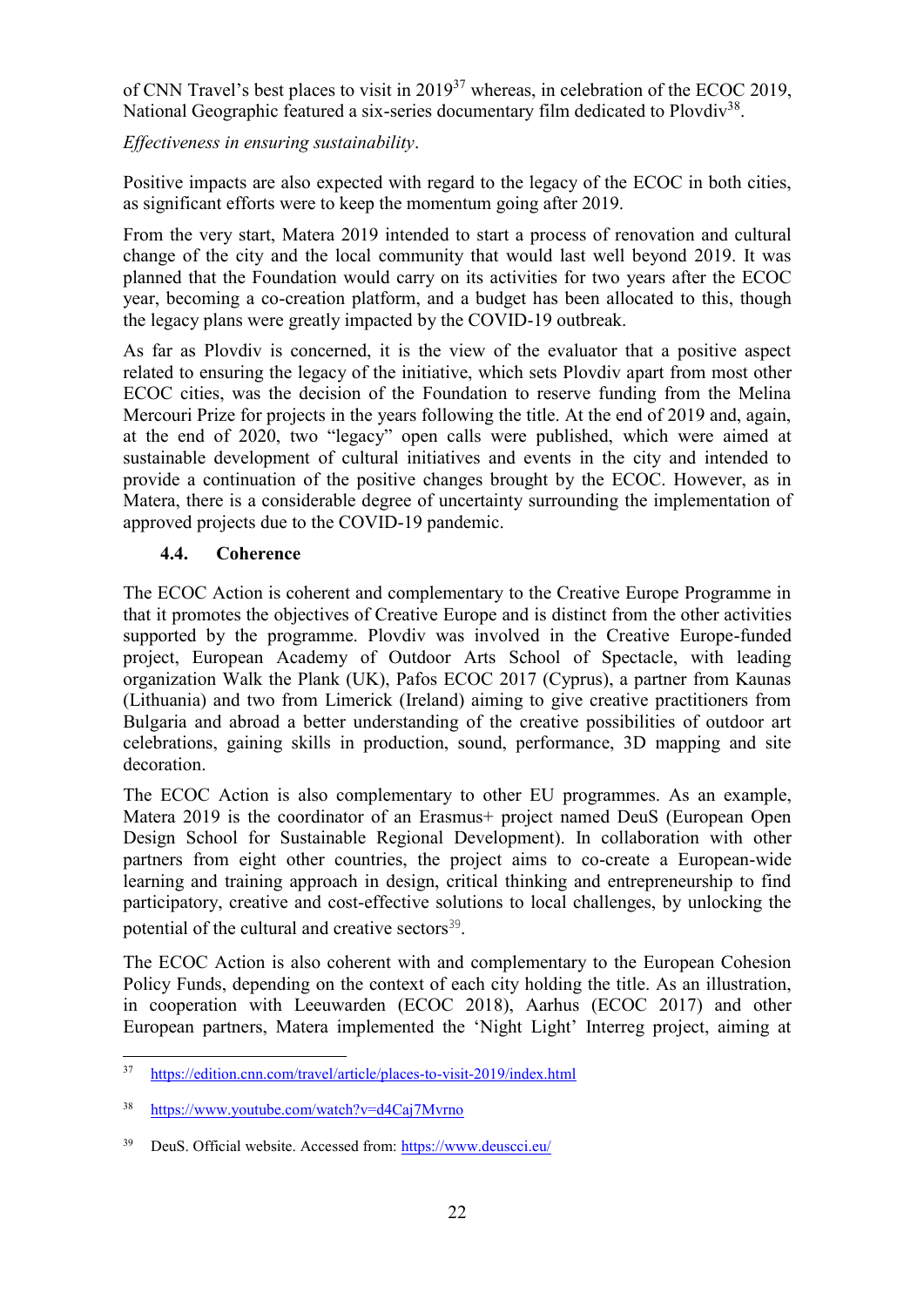of CNN Travel's best places to visit in 2019[37] whereas, in celebration of the ECOC 2019, National Geographic featured a six-series documentary film dedicated to Plovdiv[38].

*Effectiveness in ensuring sustainability*.

Positive impacts are also expected with regard to the legacy of the ECOC in both cities, as significant efforts were to keep the momentum going after 2019.

From the very start, Matera 2019 intended to start a process of renovation and cultural change of the city and the local community that would last well beyond 2019. It was planned that the Foundation would carry on its activities for two years after the ECOC year, becoming a co-creation platform, and a budget has been allocated to this, though the legacy plans were greatly impacted by the COVID-19 outbreak.

As far as Plovdiv is concerned, it is the view of the evaluator that a positive aspect related to ensuring the legacy of the initiative, which sets Plovdiv apart from most other ECOC cities, was the decision of the Foundation to reserve funding from the Melina Mercouri Prize for projects in the years following the title. At the end of 2019 and, again, at the end of 2020, two "legacy" open calls were published, which were aimed at sustainable development of cultural initiatives and events in the city and intended to provide a continuation of the positive changes brought by the ECOC. However, as in Matera, there is a considerable degree of uncertainty surrounding the implementation of approved projects due to the COVID-19 pandemic.

### 4.4. Coherence

The ECOC Action is coherent and complementary to the Creative Europe Programme in that it promotes the objectives of Creative Europe and is distinct from the other activities supported by the programme. Plovdiv was involved in the Creative Europe-funded project, European Academy of Outdoor Arts School of Spectacle, with leading organization Walk the Plank (UK), Pafos ECOC 2017 (Cyprus), a partner from Kaunas (Lithuania) and two from Limerick (Ireland) aiming to give creative practitioners from Bulgaria and abroad a better understanding of the creative possibilities of outdoor art celebrations, gaining skills in production, sound, performance, 3D mapping and site decoration.

The ECOC Action is also complementary to other EU programmes. As an example, Matera 2019 is the coordinator of an Erasmus+ project named DeuS (European Open Design School for Sustainable Regional Development). In collaboration with other partners from eight other countries, the project aims to co-create a European-wide learning and training approach in design, critical thinking and entrepreneurship to find participatory, creative and cost-effective solutions to local challenges, by unlocking the potential of the cultural and creative sectors[39].

The ECOC Action is also coherent with and complementary to the European Cohesion Policy Funds, depending on the context of each city holding the title. As an illustration, in cooperation with Leeuwarden (ECOC 2018), Aarhus (ECOC 2017) and other European partners, Matera implemented the 'Night Light' Interreg project, aiming at

---

[37] https://edition.cnn.com/travel/article/places-to-visit-2019/index.html

[38] https://www.youtube.com/watch?v=d4Caj7Mvrno

[39] DeuS. Official website. Accessed from: https://www.deuscci.eu/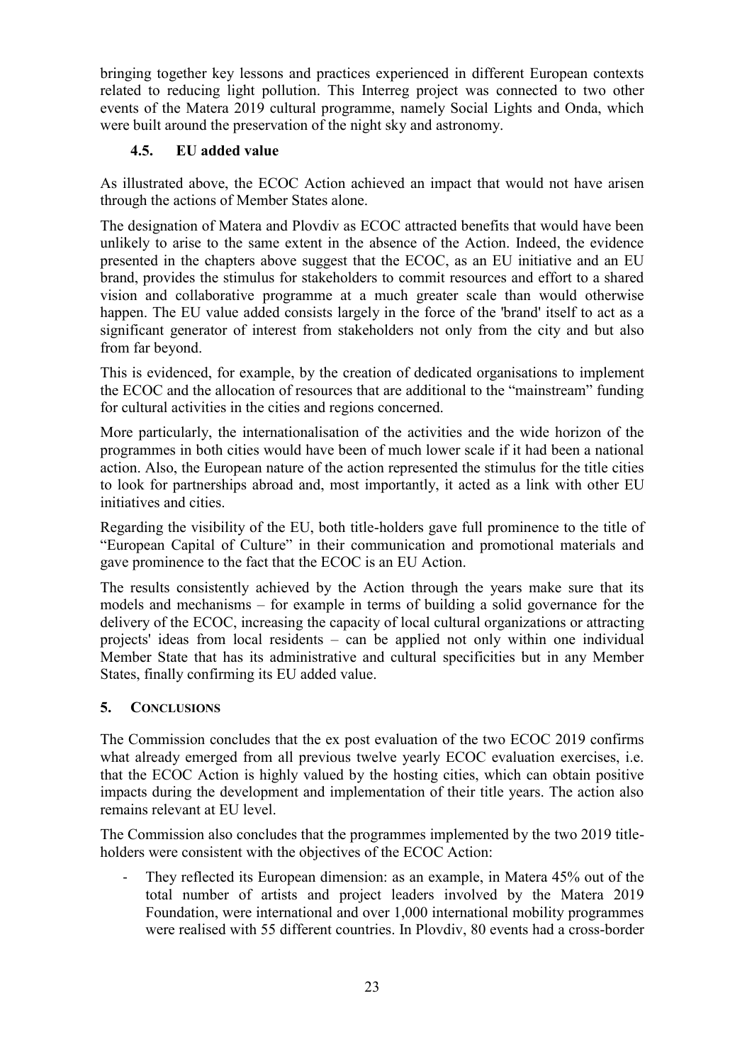bringing together key lessons and practices experienced in different European contexts related to reducing light pollution. This Interreg project was connected to two other events of the Matera 2019 cultural programme, namely Social Lights and Onda, which were built around the preservation of the night sky and astronomy.

### 4.5. EU added value

As illustrated above, the ECOC Action achieved an impact that would not have arisen through the actions of Member States alone.

The designation of Matera and Plovdiv as ECOC attracted benefits that would have been unlikely to arise to the same extent in the absence of the Action. Indeed, the evidence presented in the chapters above suggest that the ECOC, as an EU initiative and an EU brand, provides the stimulus for stakeholders to commit resources and effort to a shared vision and collaborative programme at a much greater scale than would otherwise happen. The EU value added consists largely in the force of the 'brand' itself to act as a significant generator of interest from stakeholders not only from the city and but also from far beyond.

This is evidenced, for example, by the creation of dedicated organisations to implement the ECOC and the allocation of resources that are additional to the "mainstream" funding for cultural activities in the cities and regions concerned.

More particularly, the internationalisation of the activities and the wide horizon of the programmes in both cities would have been of much lower scale if it had been a national action. Also, the European nature of the action represented the stimulus for the title cities to look for partnerships abroad and, most importantly, it acted as a link with other EU initiatives and cities.

Regarding the visibility of the EU, both title-holders gave full prominence to the title of "European Capital of Culture" in their communication and promotional materials and gave prominence to the fact that the ECOC is an EU Action.

The results consistently achieved by the Action through the years make sure that its models and mechanisms – for example in terms of building a solid governance for the delivery of the ECOC, increasing the capacity of local cultural organizations or attracting projects' ideas from local residents – can be applied not only within one individual Member State that has its administrative and cultural specificities but in any Member States, finally confirming its EU added value.

## 5. CONCLUSIONS

The Commission concludes that the ex post evaluation of the two ECOC 2019 confirms what already emerged from all previous twelve yearly ECOC evaluation exercises, i.e. that the ECOC Action is highly valued by the hosting cities, which can obtain positive impacts during the development and implementation of their title years. The action also remains relevant at EU level.

The Commission also concludes that the programmes implemented by the two 2019 title-holders were consistent with the objectives of the ECOC Action:

- They reflected its European dimension: as an example, in Matera 45% out of the total number of artists and project leaders involved by the Matera 2019 Foundation, were international and over 1,000 international mobility programmes were realised with 55 different countries. In Plovdiv, 80 events had a cross-border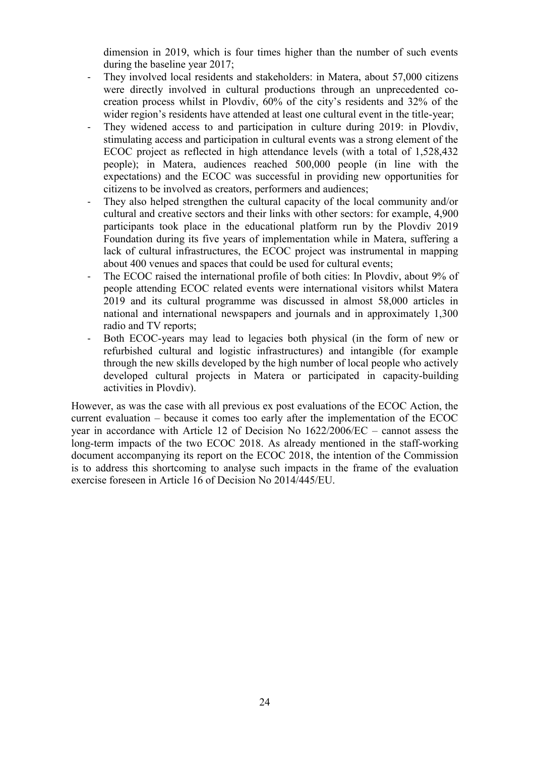dimension in 2019, which is four times higher than the number of such events during the baseline year 2017;

- They involved local residents and stakeholders: in Matera, about 57,000 citizens were directly involved in cultural productions through an unprecedented co-creation process whilst in Plovdiv, 60% of the city's residents and 32% of the wider region's residents have attended at least one cultural event in the title-year;
- They widened access to and participation in culture during 2019: in Plovdiv, stimulating access and participation in cultural events was a strong element of the ECOC project as reflected in high attendance levels (with a total of 1,528,432 people); in Matera, audiences reached 500,000 people (in line with the expectations) and the ECOC was successful in providing new opportunities for citizens to be involved as creators, performers and audiences;
- They also helped strengthen the cultural capacity of the local community and/or cultural and creative sectors and their links with other sectors: for example, 4,900 participants took place in the educational platform run by the Plovdiv 2019 Foundation during its five years of implementation while in Matera, suffering a lack of cultural infrastructures, the ECOC project was instrumental in mapping about 400 venues and spaces that could be used for cultural events;
- The ECOC raised the international profile of both cities: In Plovdiv, about 9% of people attending ECOC related events were international visitors whilst Matera 2019 and its cultural programme was discussed in almost 58,000 articles in national and international newspapers and journals and in approximately 1,300 radio and TV reports;
- Both ECOC-years may lead to legacies both physical (in the form of new or refurbished cultural and logistic infrastructures) and intangible (for example through the new skills developed by the high number of local people who actively developed cultural projects in Matera or participated in capacity-building activities in Plovdiv).

However, as was the case with all previous ex post evaluations of the ECOC Action, the current evaluation – because it comes too early after the implementation of the ECOC year in accordance with Article 12 of Decision No 1622/2006/EC – cannot assess the long-term impacts of the two ECOC 2018. As already mentioned in the staff-working document accompanying its report on the ECOC 2018, the intention of the Commission is to address this shortcoming to analyse such impacts in the frame of the evaluation exercise foreseen in Article 16 of Decision No 2014/445/EU.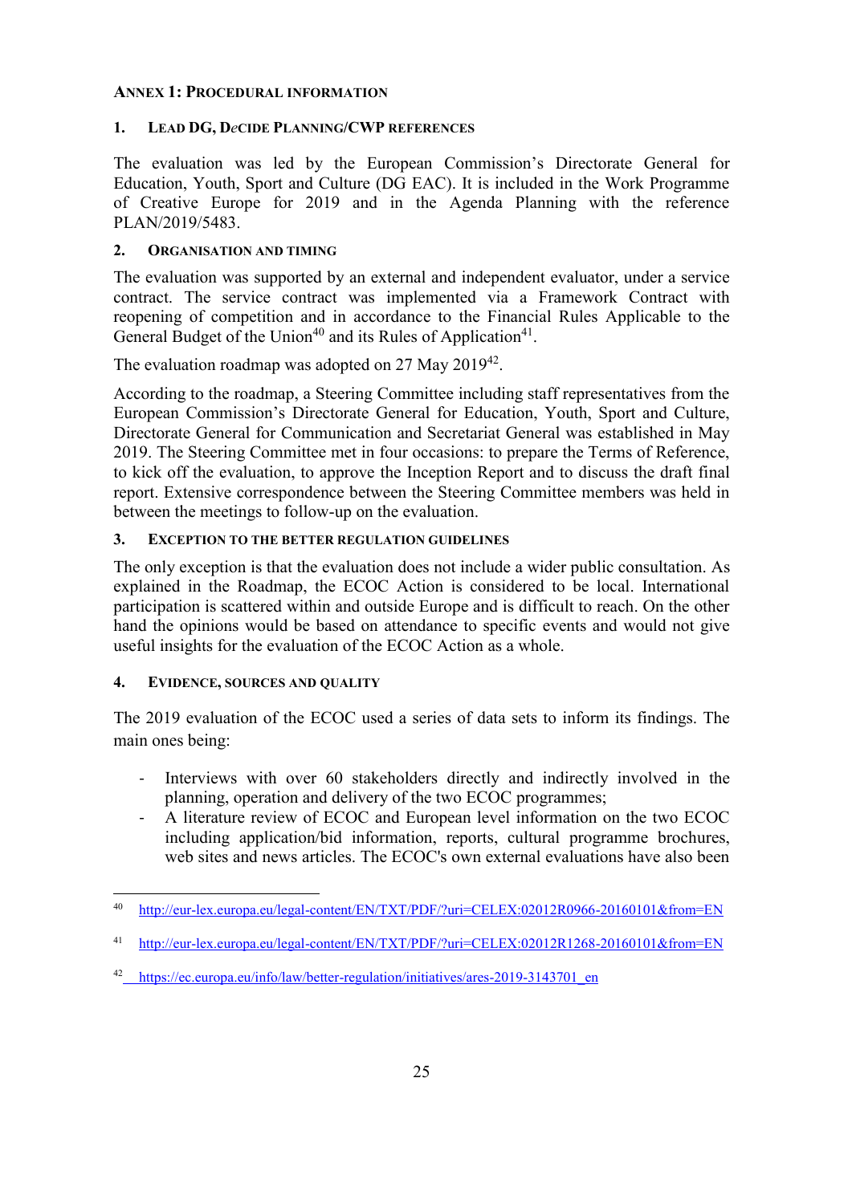# ANNEX 1: PROCEDURAL INFORMATION

## 1. LEAD DG, DECIDE PLANNING/CWP REFERENCES

The evaluation was led by the European Commission's Directorate General for Education, Youth, Sport and Culture (DG EAC). It is included in the Work Programme of Creative Europe for 2019 and in the Agenda Planning with the reference PLAN/2019/5483.

## 2. ORGANISATION AND TIMING

The evaluation was supported by an external and independent evaluator, under a service contract. The service contract was implemented via a Framework Contract with reopening of competition and in accordance to the Financial Rules Applicable to the General Budget of the Union[40] and its Rules of Application[41].

The evaluation roadmap was adopted on 27 May 2019[42].

According to the roadmap, a Steering Committee including staff representatives from the European Commission's Directorate General for Education, Youth, Sport and Culture, Directorate General for Communication and Secretariat General was established in May 2019. The Steering Committee met in four occasions: to prepare the Terms of Reference, to kick off the evaluation, to approve the Inception Report and to discuss the draft final report. Extensive correspondence between the Steering Committee members was held in between the meetings to follow-up on the evaluation.

## 3. EXCEPTION TO THE BETTER REGULATION GUIDELINES

The only exception is that the evaluation does not include a wider public consultation. As explained in the Roadmap, the ECOC Action is considered to be local. International participation is scattered within and outside Europe and is difficult to reach. On the other hand the opinions would be based on attendance to specific events and would not give useful insights for the evaluation of the ECOC Action as a whole.

## 4. EVIDENCE, SOURCES AND QUALITY

The 2019 evaluation of the ECOC used a series of data sets to inform its findings. The main ones being:

- Interviews with over 60 stakeholders directly and indirectly involved in the planning, operation and delivery of the two ECOC programmes;
- A literature review of ECOC and European level information on the two ECOC including application/bid information, reports, cultural programme brochures, web sites and news articles. The ECOC's own external evaluations have also been

---

[40] http://eur-lex.europa.eu/legal-content/EN/TXT/PDF/?uri=CELEX:02012R0966-20160101&from=EN

[41] http://eur-lex.europa.eu/legal-content/EN/TXT/PDF/?uri=CELEX:02012R1268-20160101&from=EN

[42] https://ec.europa.eu/info/law/better-regulation/initiatives/ares-2019-3143701_en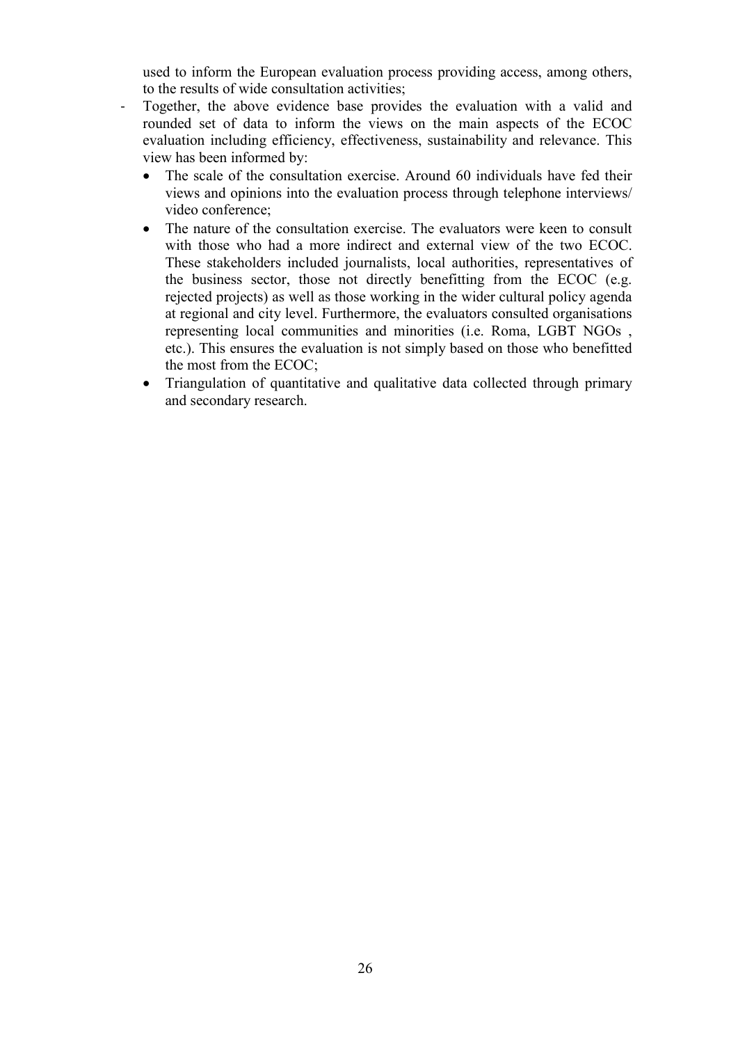used to inform the European evaluation process providing access, among others, to the results of wide consultation activities;

- Together, the above evidence base provides the evaluation with a valid and rounded set of data to inform the views on the main aspects of the ECOC evaluation including efficiency, effectiveness, sustainability and relevance. This view has been informed by:
  - The scale of the consultation exercise. Around 60 individuals have fed their views and opinions into the evaluation process through telephone interviews/ video conference;
  - The nature of the consultation exercise. The evaluators were keen to consult with those who had a more indirect and external view of the two ECOC. These stakeholders included journalists, local authorities, representatives of the business sector, those not directly benefitting from the ECOC (e.g. rejected projects) as well as those working in the wider cultural policy agenda at regional and city level. Furthermore, the evaluators consulted organisations representing local communities and minorities (i.e. Roma, LGBT NGOs , etc.). This ensures the evaluation is not simply based on those who benefitted the most from the ECOC;
  - Triangulation of quantitative and qualitative data collected through primary and secondary research.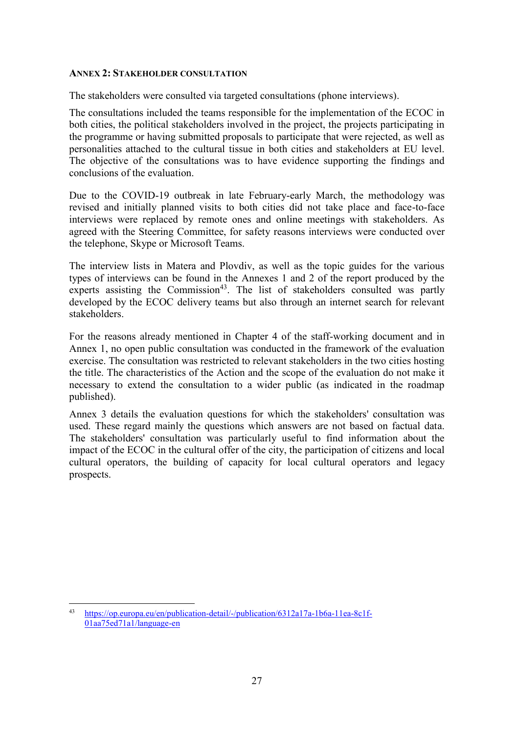#### ANNEX 2: STAKEHOLDER CONSULTATION

The stakeholders were consulted via targeted consultations (phone interviews).

The consultations included the teams responsible for the implementation of the ECOC in both cities, the political stakeholders involved in the project, the projects participating in the programme or having submitted proposals to participate that were rejected, as well as personalities attached to the cultural tissue in both cities and stakeholders at EU level. The objective of the consultations was to have evidence supporting the findings and conclusions of the evaluation.

Due to the COVID-19 outbreak in late February-early March, the methodology was revised and initially planned visits to both cities did not take place and face-to-face interviews were replaced by remote ones and online meetings with stakeholders. As agreed with the Steering Committee, for safety reasons interviews were conducted over the telephone, Skype or Microsoft Teams.

The interview lists in Matera and Plovdiv, as well as the topic guides for the various types of interviews can be found in the Annexes 1 and 2 of the report produced by the experts assisting the Commission[43]. The list of stakeholders consulted was partly developed by the ECOC delivery teams but also through an internet search for relevant stakeholders.

For the reasons already mentioned in Chapter 4 of the staff-working document and in Annex 1, no open public consultation was conducted in the framework of the evaluation exercise. The consultation was restricted to relevant stakeholders in the two cities hosting the title. The characteristics of the Action and the scope of the evaluation do not make it necessary to extend the consultation to a wider public (as indicated in the roadmap published).

Annex 3 details the evaluation questions for which the stakeholders' consultation was used. These regard mainly the questions which answers are not based on factual data. The stakeholders' consultation was particularly useful to find information about the impact of the ECOC in the cultural offer of the city, the participation of citizens and local cultural operators, the building of capacity for local cultural operators and legacy prospects.

---

[43] https://op.europa.eu/en/publication-detail/-/publication/6312a17a-1b6a-11ea-8c1f-01aa75ed71a1/language-en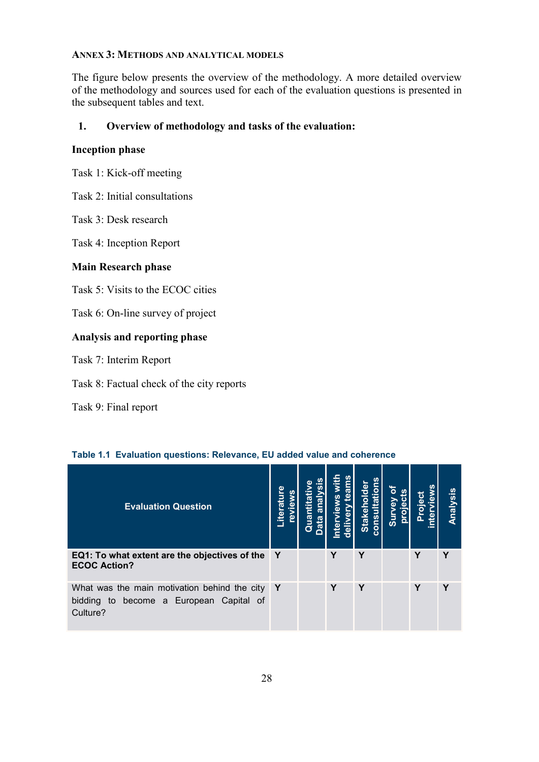## ANNEX 3: METHODS AND ANALYTICAL MODELS

The figure below presents the overview of the methodology. A more detailed overview of the methodology and sources used for each of the evaluation questions is presented in the subsequent tables and text.

### 1. Overview of methodology and tasks of the evaluation:

**Inception phase**

Task 1: Kick-off meeting

Task 2: Initial consultations

Task 3: Desk research

Task 4: Inception Report

**Main Research phase**

Task 5: Visits to the ECOC cities

Task 6: On-line survey of project

**Analysis and reporting phase**

Task 7: Interim Report

Task 8: Factual check of the city reports

Task 9: Final report

**Table 1.1 Evaluation questions: Relevance, EU added value and coherence**

| Evaluation Question | Literature reviews | Quantitative Data analysis | Interviews with delivery teams | Stakeholder consultations | Survey of projects | Project interviews | Analysis |
|---|---|---|---|---|---|---|---|
| **EQ1: To what extent are the objectives of the ECOC Action?** | Y | | Y | Y | | Y | Y |
| What was the main motivation behind the city bidding to become a European Capital of Culture? | Y | | Y | Y | | Y | Y |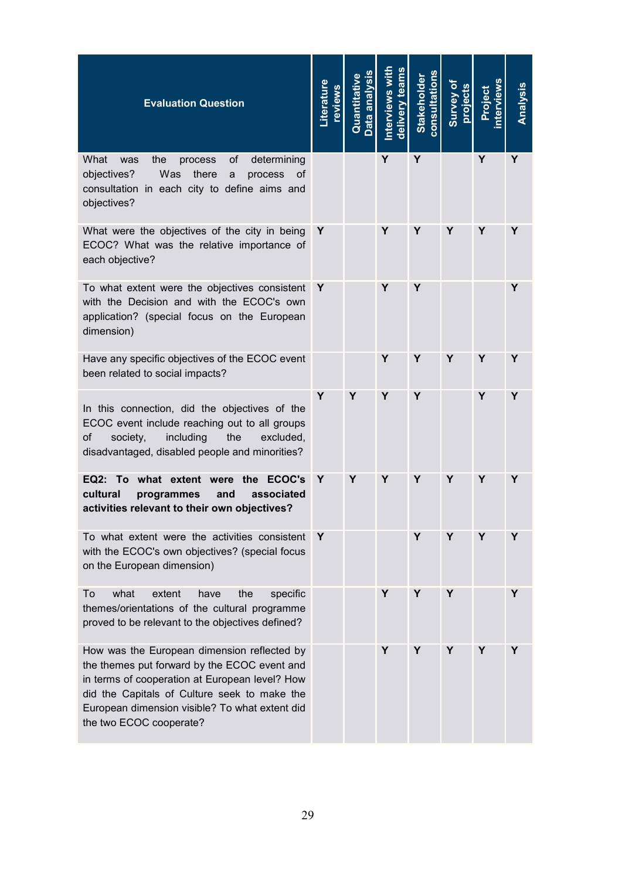| Evaluation Question | Literature reviews | Quantitative Data analysis | Interviews with delivery teams | Stakeholder consultations | Survey of projects | Project interviews | Analysis |
|---|---|---|---|---|---|---|---|
| What was the process of determining objectives? Was there a process of consultation in each city to define aims and objectives? | | | Y | Y | | Y | Y |
| What were the objectives of the city in being ECOC? What was the relative importance of each objective? | Y | | Y | Y | Y | Y | Y |
| To what extent were the objectives consistent with the Decision and with the ECOC's own application? (special focus on the European dimension) | Y | | Y | Y | | | Y |
| Have any specific objectives of the ECOC event been related to social impacts? | | | Y | Y | Y | Y | Y |
| In this connection, did the objectives of the ECOC event include reaching out to all groups of society, including the excluded, disadvantaged, disabled people and minorities? | Y | Y | Y | Y | | Y | Y |
| **EQ2: To what extent were the ECOC's cultural programmes and associated activities relevant to their own objectives?** | Y | Y | Y | Y | Y | Y | Y |
| To what extent were the activities consistent with the ECOC's own objectives? (special focus on the European dimension) | Y | | | Y | Y | Y | Y |
| To what extent have the specific themes/orientations of the cultural programme proved to be relevant to the objectives defined? | | | Y | Y | Y | | Y |
| How was the European dimension reflected by the themes put forward by the ECOC event and in terms of cooperation at European level? How did the Capitals of Culture seek to make the European dimension visible? To what extent did the two ECOC cooperate? | | | Y | Y | Y | Y | Y |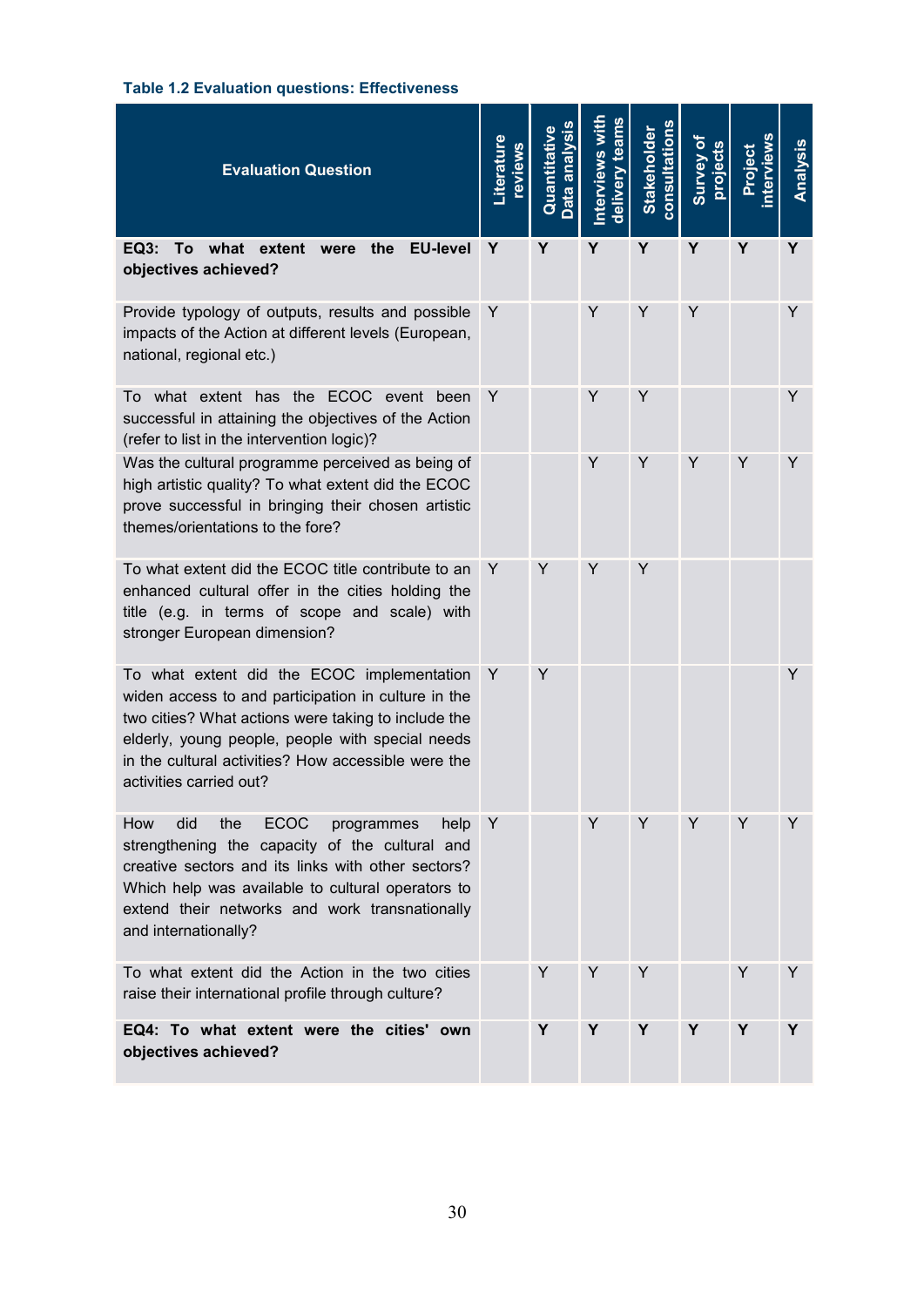**Table 1.2 Evaluation questions: Effectiveness**

| Evaluation Question | Literature reviews | Quantitative Data analysis | Interviews with delivery teams | Stakeholder consultations | Survey of projects | Project interviews | Analysis |
|---|---|---|---|---|---|---|---|
| **EQ3: To what extent were the EU-level objectives achieved?** | **Y** | **Y** | **Y** | **Y** | **Y** | **Y** | **Y** |
| Provide typology of outputs, results and possible impacts of the Action at different levels (European, national, regional etc.) | Y | | Y | Y | Y | | Y |
| To what extent has the ECOC event been successful in attaining the objectives of the Action (refer to list in the intervention logic)? | Y | | Y | Y | | | Y |
| Was the cultural programme perceived as being of high artistic quality? To what extent did the ECOC prove successful in bringing their chosen artistic themes/orientations to the fore? | | | Y | Y | Y | Y | Y |
| To what extent did the ECOC title contribute to an enhanced cultural offer in the cities holding the title (e.g. in terms of scope and scale) with stronger European dimension? | Y | Y | Y | Y | | | |
| To what extent did the ECOC implementation widen access to and participation in culture in the two cities? What actions were taking to include the elderly, young people, people with special needs in the cultural activities? How accessible were the activities carried out? | Y | Y | | | | | Y |
| How did the ECOC programmes help strengthening the capacity of the cultural and creative sectors and its links with other sectors? Which help was available to cultural operators to extend their networks and work transnationally and internationally? | Y | | Y | Y | Y | Y | Y |
| To what extent did the Action in the two cities raise their international profile through culture? | | Y | Y | Y | | Y | Y |
| **EQ4: To what extent were the cities' own objectives achieved?** | | **Y** | **Y** | **Y** | **Y** | **Y** | **Y** |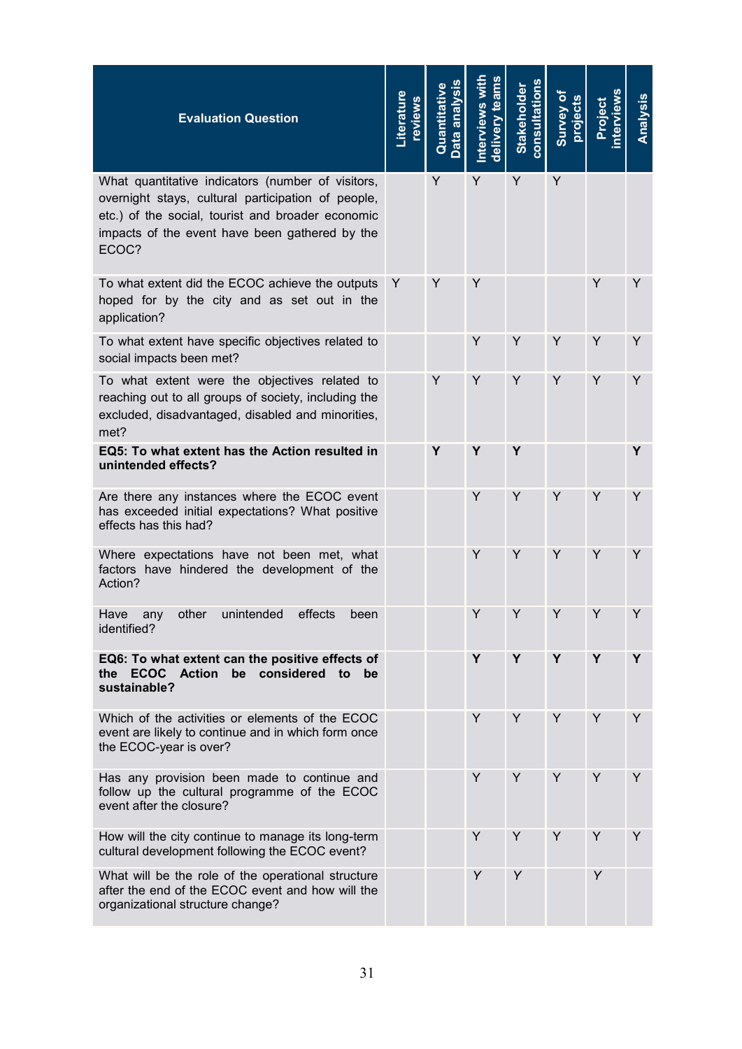| Evaluation Question | Literature reviews | Quantitative Data analysis | Interviews with delivery teams | Stakeholder consultations | Survey of projects | Project interviews | Analysis |
|---|---|---|---|---|---|---|---|
| What quantitative indicators (number of visitors, overnight stays, cultural participation of people, etc.) of the social, tourist and broader economic impacts of the event have been gathered by the ECOC? | | Y | Y | Y | Y | | |
| To what extent did the ECOC achieve the outputs hoped for by the city and as set out in the application? | Y | Y | Y | | | Y | Y |
| To what extent have specific objectives related to social impacts been met? | | | Y | Y | Y | Y | Y |
| To what extent were the objectives related to reaching out to all groups of society, including the excluded, disadvantaged, disabled and minorities, met? | | Y | Y | Y | Y | Y | Y |
| **EQ5: To what extent has the Action resulted in unintended effects?** | | **Y** | **Y** | **Y** | | | **Y** |
| Are there any instances where the ECOC event has exceeded initial expectations? What positive effects has this had? | | | Y | Y | Y | Y | Y |
| Where expectations have not been met, what factors have hindered the development of the Action? | | | Y | Y | Y | Y | Y |
| Have any other unintended effects been identified? | | | Y | Y | Y | Y | Y |
| **EQ6: To what extent can the positive effects of the ECOC Action be considered to be sustainable?** | | | **Y** | **Y** | **Y** | **Y** | **Y** |
| Which of the activities or elements of the ECOC event are likely to continue and in which form once the ECOC-year is over? | | | Y | Y | Y | Y | Y |
| Has any provision been made to continue and follow up the cultural programme of the ECOC event after the closure? | | | Y | Y | Y | Y | Y |
| How will the city continue to manage its long-term cultural development following the ECOC event? | | | Y | Y | Y | Y | Y |
| What will be the role of the operational structure after the end of the ECOC event and how will the organizational structure change? | | | Y | Y | | Y | |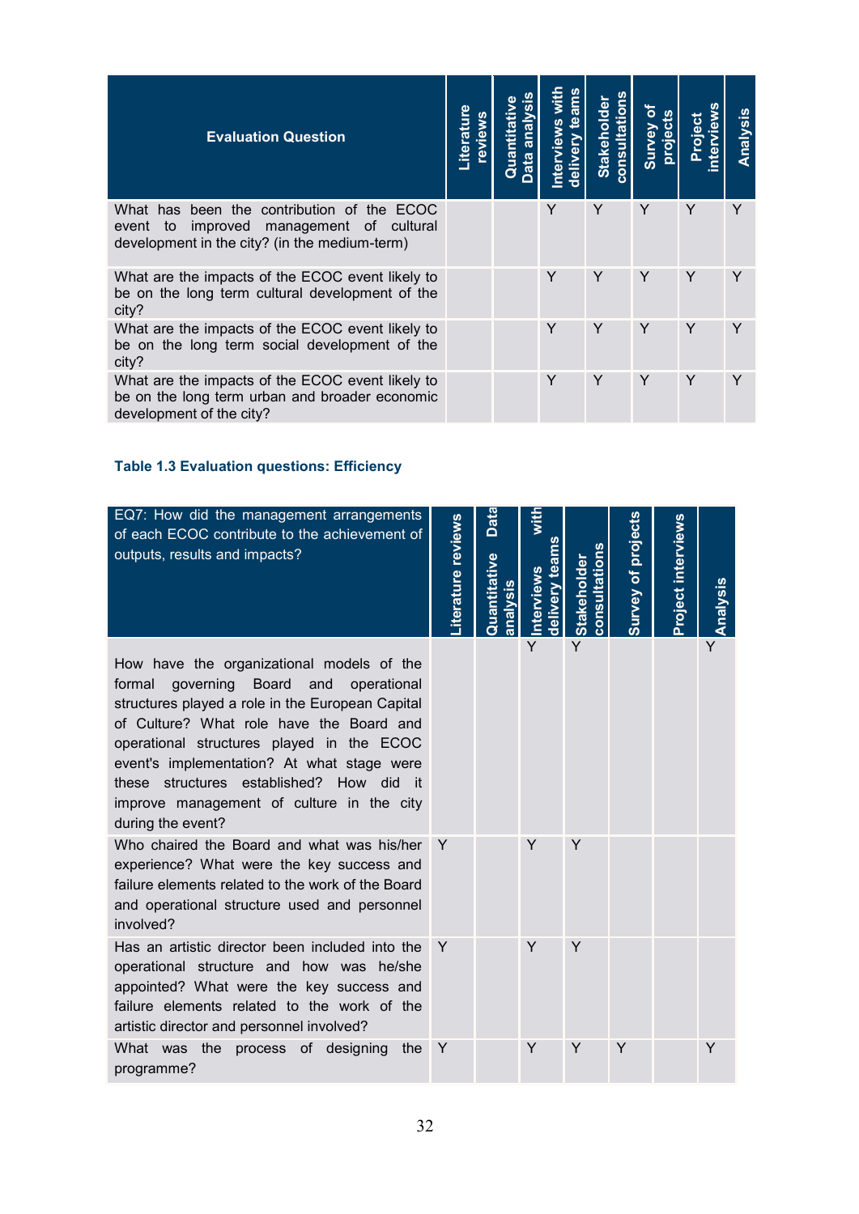| Evaluation Question | Literature reviews | Quantitative Data analysis | Interviews with delivery teams | Stakeholder consultations | Survey of projects | Project interviews | Analysis |
|---|---|---|---|---|---|---|---|
| What has been the contribution of the ECOC event to improved management of cultural development in the city? (in the medium-term) | | | Y | Y | Y | Y | Y |
| What are the impacts of the ECOC event likely to be on the long term cultural development of the city? | | | Y | Y | Y | Y | Y |
| What are the impacts of the ECOC event likely to be on the long term social development of the city? | | | Y | Y | Y | Y | Y |
| What are the impacts of the ECOC event likely to be on the long term urban and broader economic development of the city? | | | Y | Y | Y | Y | Y |

### Table 1.3 Evaluation questions: Efficiency

| EQ7: How did the management arrangements of each ECOC contribute to the achievement of outputs, results and impacts? | Literature reviews | Quantitative Data analysis | Interviews with delivery teams | Stakeholder consultations | Survey of projects | Project interviews | Analysis |
|---|---|---|---|---|---|---|---|
| How have the organizational models of the formal governing Board and operational structures played a role in the European Capital of Culture? What role have the Board and operational structures played in the ECOC event's implementation? At what stage were these structures established? How did it improve management of culture in the city during the event? | | | Y | Y | | | Y |
| Who chaired the Board and what was his/her experience? What were the key success and failure elements related to the work of the Board and operational structure used and personnel involved? | Y | | Y | Y | | | |
| Has an artistic director been included into the operational structure and how was he/she appointed? What were the key success and failure elements related to the work of the artistic director and personnel involved? | Y | | Y | Y | | | |
| What was the process of designing the programme? | Y | | Y | Y | Y | | Y |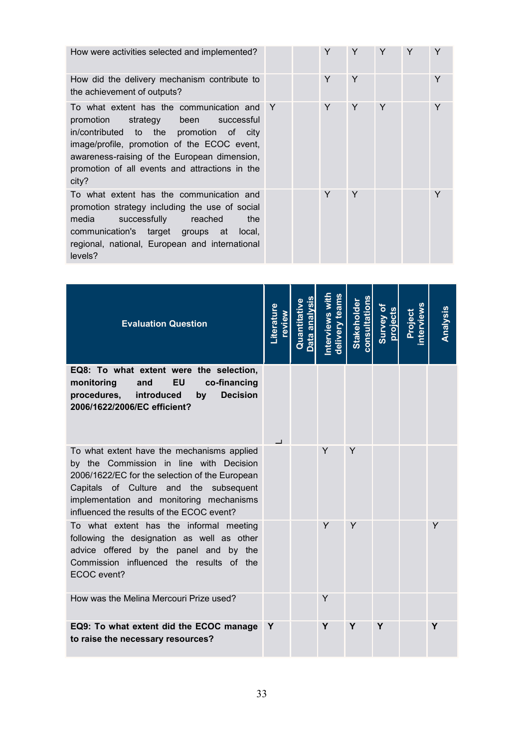| | | | | | | | |
|---|---|---|---|---|---|---|---|
| How were activities selected and implemented? | | | Y | Y | Y | Y | Y |
| How did the delivery mechanism contribute to the achievement of outputs? | | | Y | Y | | | Y |
| To what extent has the communication and promotion strategy been successful in/contributed to the promotion of city image/profile, promotion of the ECOC event, awareness-raising of the European dimension, promotion of all events and attractions in the city? | Y | | Y | Y | Y | | Y |
| To what extent has the communication and promotion strategy including the use of social media successfully reached the communication's target groups at local, regional, national, European and international levels? | | | Y | Y | | | Y |

| Evaluation Question | Literature review | Quantitative Data analysis | Interviews with delivery teams | Stakeholder consultations | Survey of projects | Project interviews | Analysis |
|---|---|---|---|---|---|---|---|
| **EQ8: To what extent were the selection, monitoring and EU co-financing procedures, introduced by Decision 2006/1622/2006/EC efficient?** | | | | | | | |
| To what extent have the mechanisms applied by the Commission in line with Decision 2006/1622/EC for the selection of the European Capitals of Culture and the subsequent implementation and monitoring mechanisms influenced the results of the ECOC event? | | | Y | Y | | | |
| To what extent has the informal meeting following the designation as well as other advice offered by the panel and by the Commission influenced the results of the ECOC event? | | | Y | Y | | | Y |
| How was the Melina Mercouri Prize used? | | | Y | | | | |
| **EQ9: To what extent did the ECOC manage to raise the necessary resources?** | **Y** | | **Y** | **Y** | **Y** | | **Y** |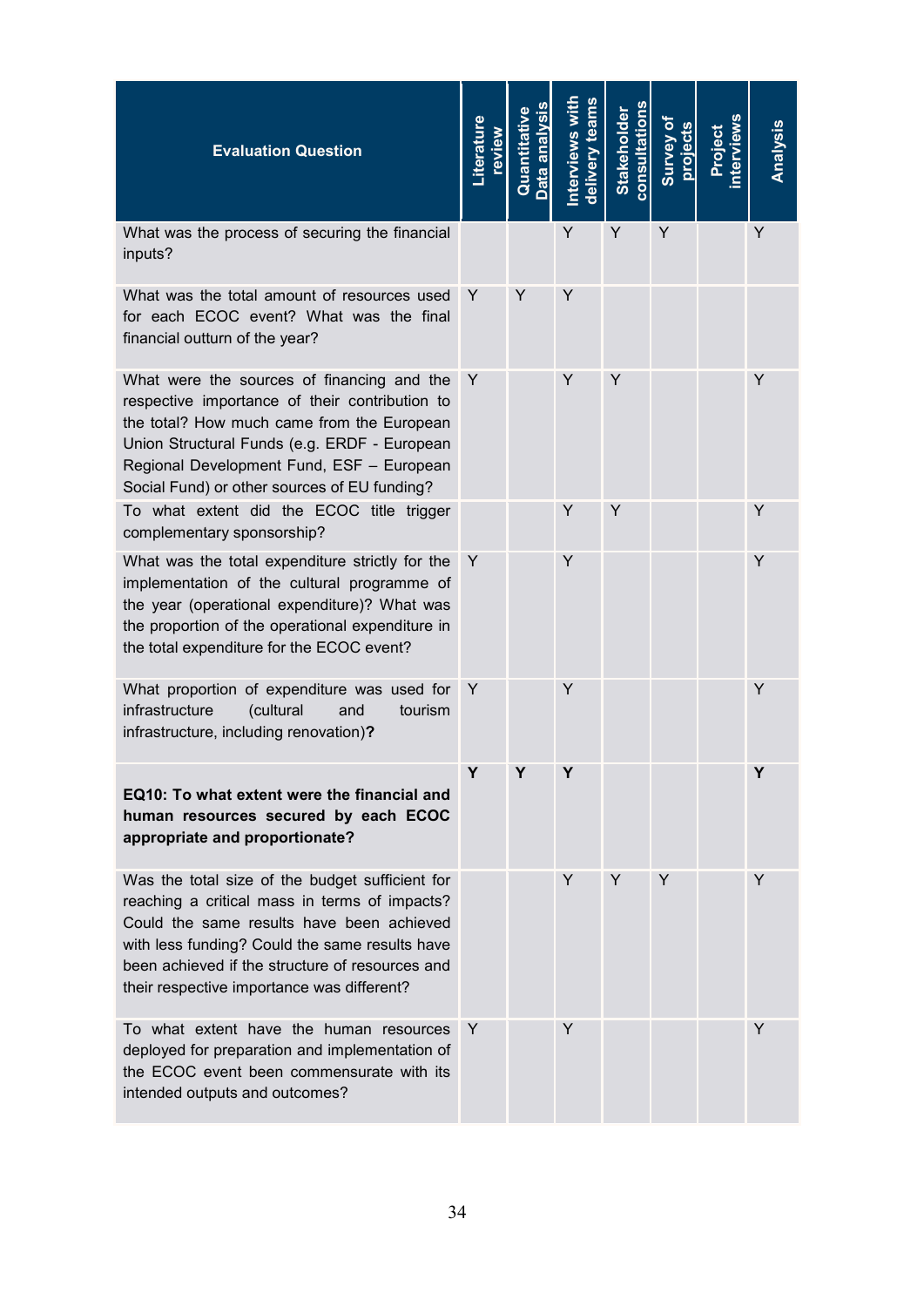| Evaluation Question | Literature review | Quantitative Data analysis | Interviews with delivery teams | Stakeholder consultations | Survey of projects | Project interviews | Analysis |
|---|---|---|---|---|---|---|---|
| What was the process of securing the financial inputs? | | | Y | Y | Y | | Y |
| What was the total amount of resources used for each ECOC event? What was the final financial outturn of the year? | Y | Y | Y | | | | |
| What were the sources of financing and the respective importance of their contribution to the total? How much came from the European Union Structural Funds (e.g. ERDF - European Regional Development Fund, ESF – European Social Fund) or other sources of EU funding? | Y | | Y | Y | | | Y |
| To what extent did the ECOC title trigger complementary sponsorship? | | | Y | Y | | | Y |
| What was the total expenditure strictly for the implementation of the cultural programme of the year (operational expenditure)? What was the proportion of the operational expenditure in the total expenditure for the ECOC event? | Y | | Y | | | | Y |
| What proportion of expenditure was used for infrastructure (cultural and tourism infrastructure, including renovation)**?** | Y | | Y | | | | Y |
| **EQ10: To what extent were the financial and human resources secured by each ECOC appropriate and proportionate?** | **Y** | **Y** | **Y** | | | | **Y** |
| Was the total size of the budget sufficient for reaching a critical mass in terms of impacts? Could the same results have been achieved with less funding? Could the same results have been achieved if the structure of resources and their respective importance was different? | | | Y | Y | Y | | Y |
| To what extent have the human resources deployed for preparation and implementation of the ECOC event been commensurate with its intended outputs and outcomes? | Y | | Y | | | | Y |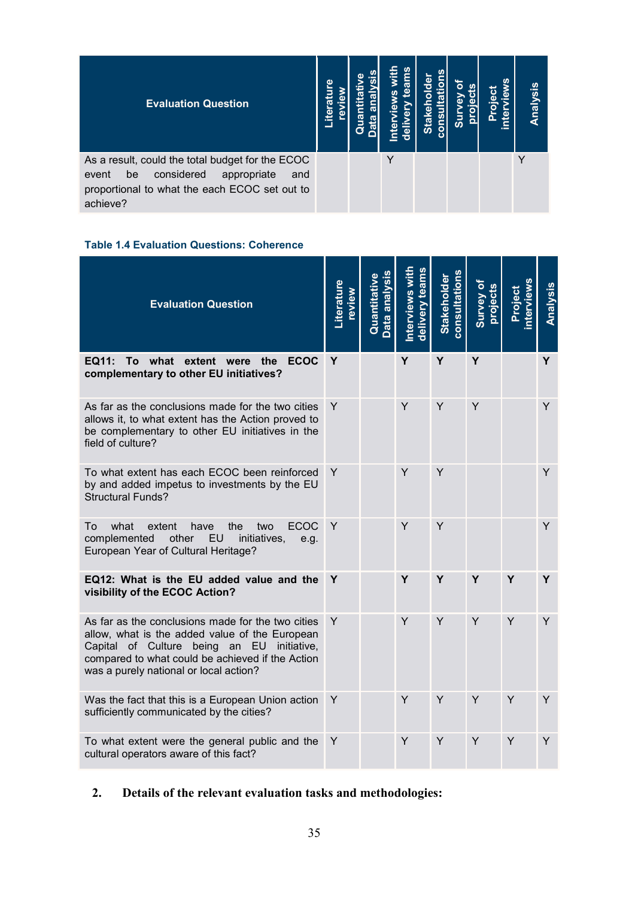| Evaluation Question | Literature review | Quantitative Data analysis | Interviews with delivery teams | Stakeholder consultations | Survey of projects | Project interviews | Analysis |
|---|---|---|---|---|---|---|---|
| As a result, could the total budget for the ECOC event be considered appropriate and proportional to what the each ECOC set out to achieve? | | | Y | | | | Y |

**Table 1.4 Evaluation Questions: Coherence**

| Evaluation Question | Literature review | Quantitative Data analysis | Interviews with delivery teams | Stakeholder consultations | Survey of projects | Project interviews | Analysis |
|---|---|---|---|---|---|---|---|
| **EQ11: To what extent were the ECOC complementary to other EU initiatives?** | **Y** | | **Y** | **Y** | **Y** | | **Y** |
| As far as the conclusions made for the two cities allows it, to what extent has the Action proved to be complementary to other EU initiatives in the field of culture? | Y | | Y | Y | Y | | Y |
| To what extent has each ECOC been reinforced by and added impetus to investments by the EU Structural Funds? | Y | | Y | Y | | | Y |
| To what extent have the two ECOC complemented other EU initiatives, e.g. European Year of Cultural Heritage? | Y | | Y | Y | | | Y |
| **EQ12: What is the EU added value and the visibility of the ECOC Action?** | **Y** | | **Y** | **Y** | **Y** | **Y** | **Y** |
| As far as the conclusions made for the two cities allow, what is the added value of the European Capital of Culture being an EU initiative, compared to what could be achieved if the Action was a purely national or local action? | Y | | Y | Y | Y | Y | Y |
| Was the fact that this is a European Union action sufficiently communicated by the cities? | Y | | Y | Y | Y | Y | Y |
| To what extent were the general public and the cultural operators aware of this fact? | Y | | Y | Y | Y | Y | Y |

**2. Details of the relevant evaluation tasks and methodologies:**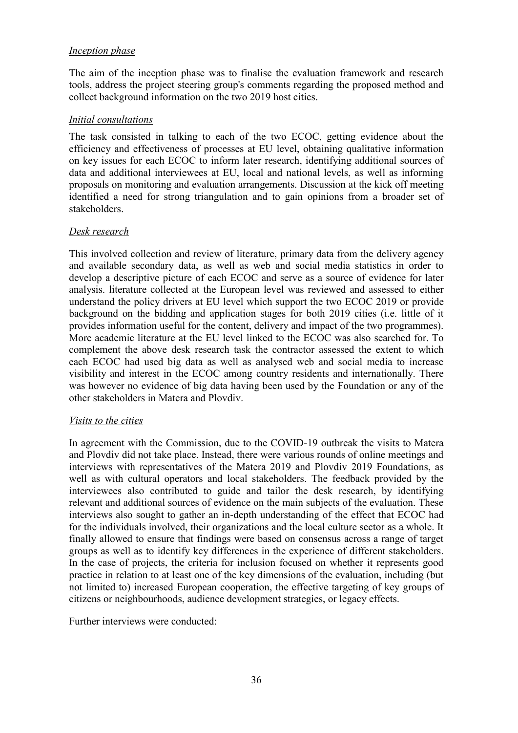*Inception phase*

The aim of the inception phase was to finalise the evaluation framework and research tools, address the project steering group's comments regarding the proposed method and collect background information on the two 2019 host cities.

*Initial consultations*

The task consisted in talking to each of the two ECOC, getting evidence about the efficiency and effectiveness of processes at EU level, obtaining qualitative information on key issues for each ECOC to inform later research, identifying additional sources of data and additional interviewees at EU, local and national levels, as well as informing proposals on monitoring and evaluation arrangements. Discussion at the kick off meeting identified a need for strong triangulation and to gain opinions from a broader set of stakeholders.

*Desk research*

This involved collection and review of literature, primary data from the delivery agency and available secondary data, as well as web and social media statistics in order to develop a descriptive picture of each ECOC and serve as a source of evidence for later analysis. literature collected at the European level was reviewed and assessed to either understand the policy drivers at EU level which support the two ECOC 2019 or provide background on the bidding and application stages for both 2019 cities (i.e. little of it provides information useful for the content, delivery and impact of the two programmes). More academic literature at the EU level linked to the ECOC was also searched for. To complement the above desk research task the contractor assessed the extent to which each ECOC had used big data as well as analysed web and social media to increase visibility and interest in the ECOC among country residents and internationally. There was however no evidence of big data having been used by the Foundation or any of the other stakeholders in Matera and Plovdiv.

*Visits to the cities*

In agreement with the Commission, due to the COVID-19 outbreak the visits to Matera and Plovdiv did not take place. Instead, there were various rounds of online meetings and interviews with representatives of the Matera 2019 and Plovdiv 2019 Foundations, as well as with cultural operators and local stakeholders. The feedback provided by the interviewees also contributed to guide and tailor the desk research, by identifying relevant and additional sources of evidence on the main subjects of the evaluation. These interviews also sought to gather an in-depth understanding of the effect that ECOC had for the individuals involved, their organizations and the local culture sector as a whole. It finally allowed to ensure that findings were based on consensus across a range of target groups as well as to identify key differences in the experience of different stakeholders. In the case of projects, the criteria for inclusion focused on whether it represents good practice in relation to at least one of the key dimensions of the evaluation, including (but not limited to) increased European cooperation, the effective targeting of key groups of citizens or neighbourhoods, audience development strategies, or legacy effects.

Further interviews were conducted: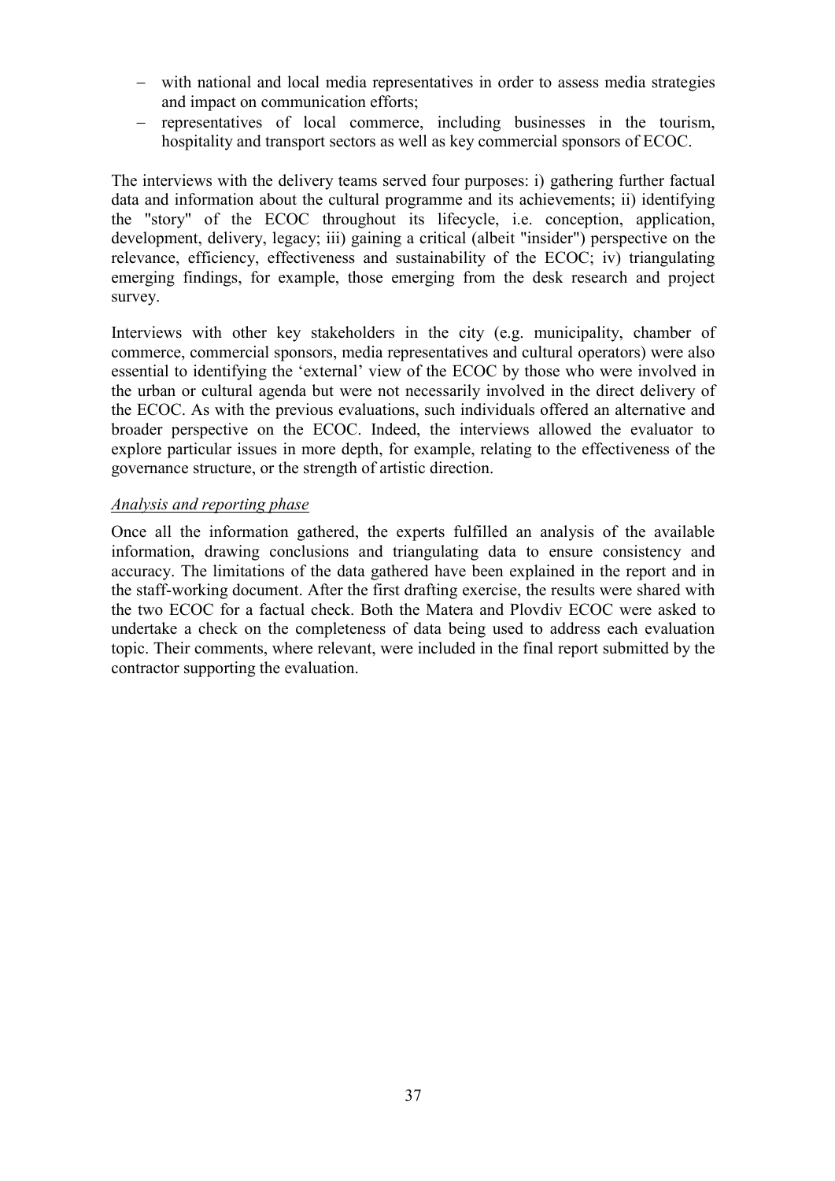- with national and local media representatives in order to assess media strategies and impact on communication efforts;
- representatives of local commerce, including businesses in the tourism, hospitality and transport sectors as well as key commercial sponsors of ECOC.

The interviews with the delivery teams served four purposes: i) gathering further factual data and information about the cultural programme and its achievements; ii) identifying the "story" of the ECOC throughout its lifecycle, i.e. conception, application, development, delivery, legacy; iii) gaining a critical (albeit "insider") perspective on the relevance, efficiency, effectiveness and sustainability of the ECOC; iv) triangulating emerging findings, for example, those emerging from the desk research and project survey.

Interviews with other key stakeholders in the city (e.g. municipality, chamber of commerce, commercial sponsors, media representatives and cultural operators) were also essential to identifying the 'external' view of the ECOC by those who were involved in the urban or cultural agenda but were not necessarily involved in the direct delivery of the ECOC. As with the previous evaluations, such individuals offered an alternative and broader perspective on the ECOC. Indeed, the interviews allowed the evaluator to explore particular issues in more depth, for example, relating to the effectiveness of the governance structure, or the strength of artistic direction.

*Analysis and reporting phase*

Once all the information gathered, the experts fulfilled an analysis of the available information, drawing conclusions and triangulating data to ensure consistency and accuracy. The limitations of the data gathered have been explained in the report and in the staff-working document. After the first drafting exercise, the results were shared with the two ECOC for a factual check. Both the Matera and Plovdiv ECOC were asked to undertake a check on the completeness of data being used to address each evaluation topic. Their comments, where relevant, were included in the final report submitted by the contractor supporting the evaluation.